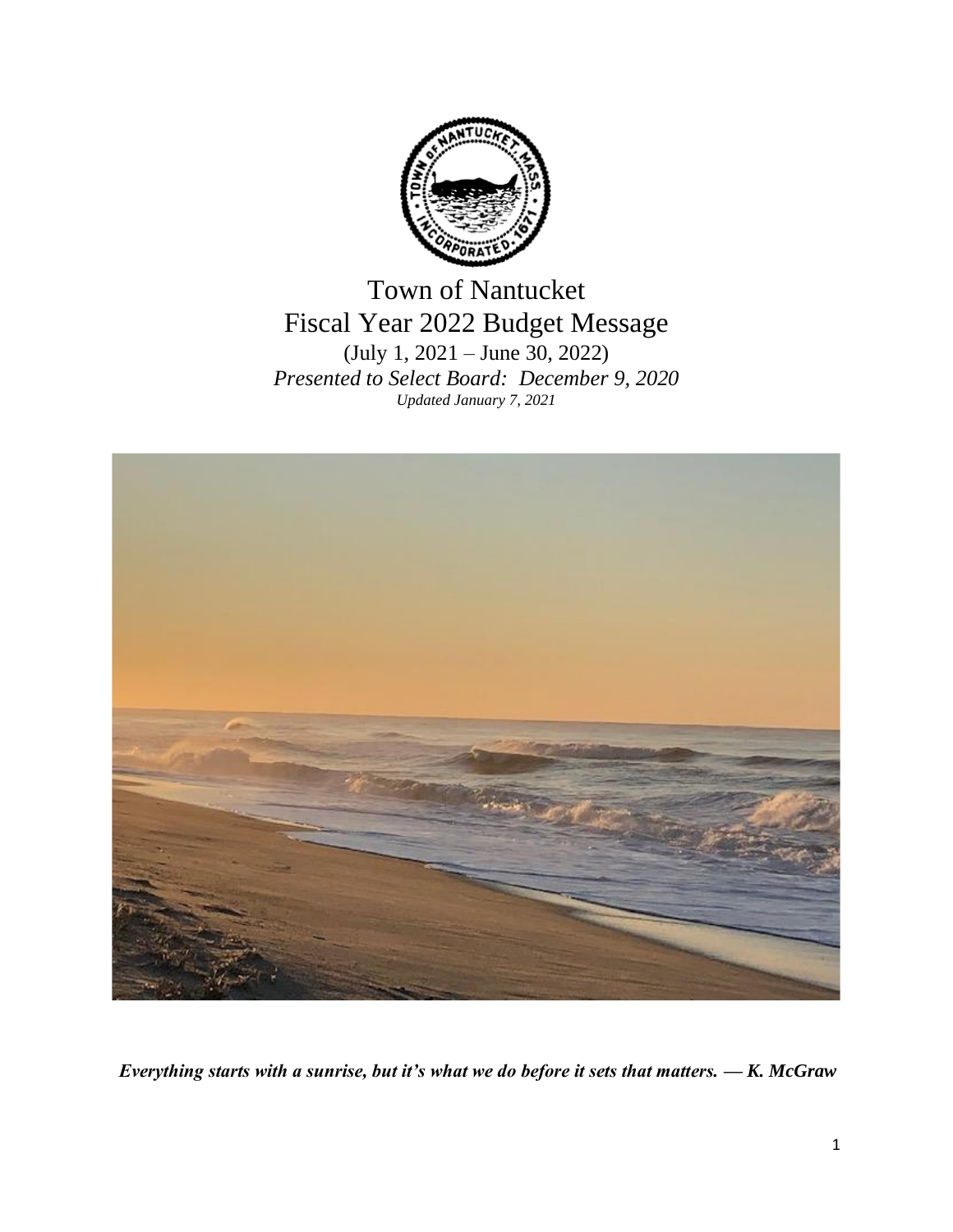# Town of Nantucket
## Fiscal Year 2022 Budget Message

(July 1, 2021 – June 30, 2022)

*Presented to Select Board: December 9, 2020*

*Updated January 7, 2021*

***Everything starts with a sunrise, but it's what we do before it sets that matters. — K. McGraw***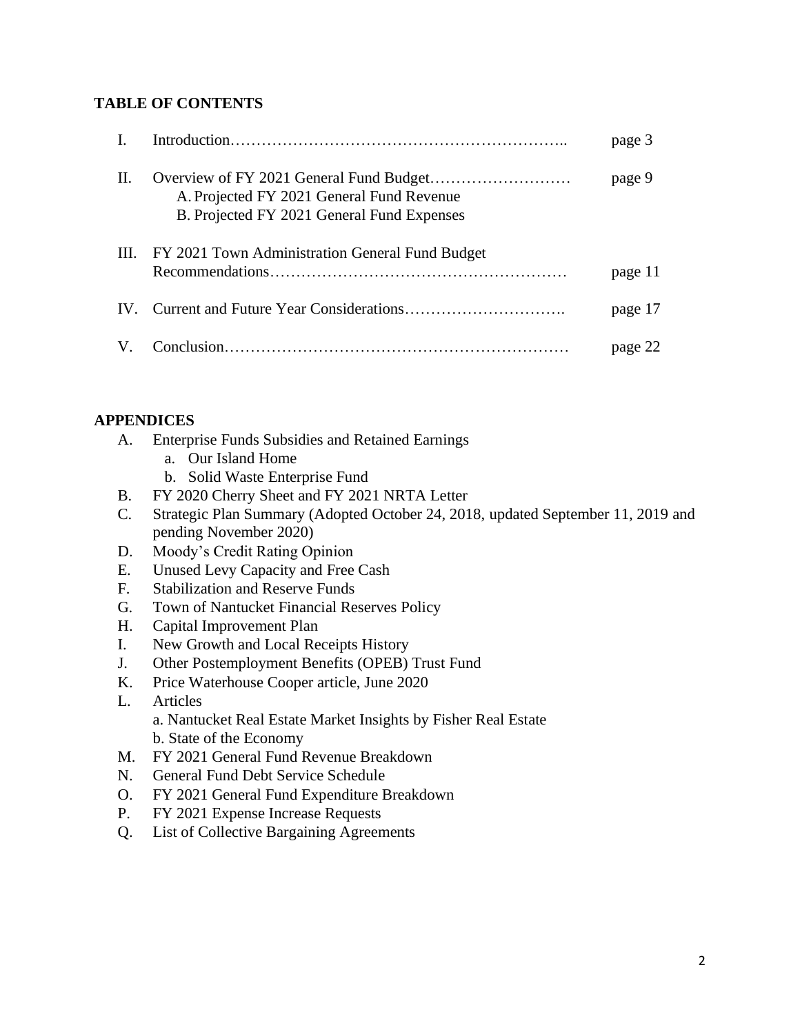**TABLE OF CONTENTS**

| | | |
|---|---|---|
| I. | Introduction…………………………………………………….. | page 3 |
| II. | Overview of FY 2021 General Fund Budget………………………<br>A. Projected FY 2021 General Fund Revenue<br>B. Projected FY 2021 General Fund Expenses | page 9 |
| III. | FY 2021 Town Administration General Fund Budget Recommendations……………………………………………… | page 11 |
| IV. | Current and Future Year Considerations…………………………. | page 17 |
| V. | Conclusion………………………………………………………… | page 22 |

**APPENDICES**

- A. Enterprise Funds Subsidies and Retained Earnings
  - a. Our Island Home
  - b. Solid Waste Enterprise Fund
- B. FY 2020 Cherry Sheet and FY 2021 NRTA Letter
- C. Strategic Plan Summary (Adopted October 24, 2018, updated September 11, 2019 and pending November 2020)
- D. Moody's Credit Rating Opinion
- E. Unused Levy Capacity and Free Cash
- F. Stabilization and Reserve Funds
- G. Town of Nantucket Financial Reserves Policy
- H. Capital Improvement Plan
- I. New Growth and Local Receipts History
- J. Other Postemployment Benefits (OPEB) Trust Fund
- K. Price Waterhouse Cooper article, June 2020
- L. Articles
  - a. Nantucket Real Estate Market Insights by Fisher Real Estate
  - b. State of the Economy
- M. FY 2021 General Fund Revenue Breakdown
- N. General Fund Debt Service Schedule
- O. FY 2021 General Fund Expenditure Breakdown
- P. FY 2021 Expense Increase Requests
- Q. List of Collective Bargaining Agreements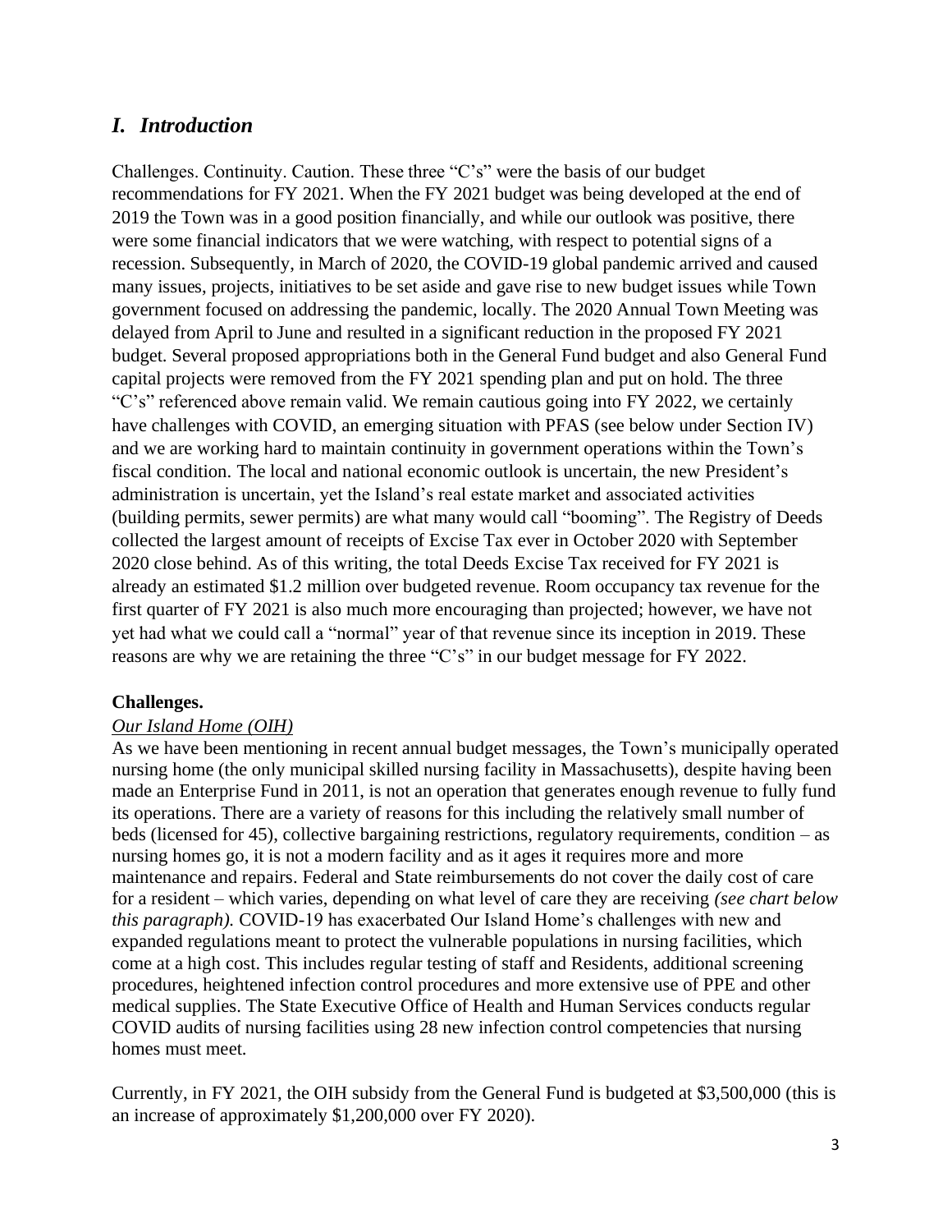## *I. Introduction*

Challenges. Continuity. Caution. These three "C's" were the basis of our budget recommendations for FY 2021. When the FY 2021 budget was being developed at the end of 2019 the Town was in a good position financially, and while our outlook was positive, there were some financial indicators that we were watching, with respect to potential signs of a recession. Subsequently, in March of 2020, the COVID-19 global pandemic arrived and caused many issues, projects, initiatives to be set aside and gave rise to new budget issues while Town government focused on addressing the pandemic, locally. The 2020 Annual Town Meeting was delayed from April to June and resulted in a significant reduction in the proposed FY 2021 budget. Several proposed appropriations both in the General Fund budget and also General Fund capital projects were removed from the FY 2021 spending plan and put on hold. The three "C's" referenced above remain valid. We remain cautious going into FY 2022, we certainly have challenges with COVID, an emerging situation with PFAS (see below under Section IV) and we are working hard to maintain continuity in government operations within the Town's fiscal condition. The local and national economic outlook is uncertain, the new President's administration is uncertain, yet the Island's real estate market and associated activities (building permits, sewer permits) are what many would call "booming". The Registry of Deeds collected the largest amount of receipts of Excise Tax ever in October 2020 with September 2020 close behind. As of this writing, the total Deeds Excise Tax received for FY 2021 is already an estimated $1.2 million over budgeted revenue. Room occupancy tax revenue for the first quarter of FY 2021 is also much more encouraging than projected; however, we have not yet had what we could call a "normal" year of that revenue since its inception in 2019. These reasons are why we are retaining the three "C's" in our budget message for FY 2022.

**Challenges.**

*Our Island Home (OIH)*

As we have been mentioning in recent annual budget messages, the Town's municipally operated nursing home (the only municipal skilled nursing facility in Massachusetts), despite having been made an Enterprise Fund in 2011, is not an operation that generates enough revenue to fully fund its operations. There are a variety of reasons for this including the relatively small number of beds (licensed for 45), collective bargaining restrictions, regulatory requirements, condition – as nursing homes go, it is not a modern facility and as it ages it requires more and more maintenance and repairs. Federal and State reimbursements do not cover the daily cost of care for a resident – which varies, depending on what level of care they are receiving *(see chart below this paragraph).* COVID-19 has exacerbated Our Island Home's challenges with new and expanded regulations meant to protect the vulnerable populations in nursing facilities, which come at a high cost. This includes regular testing of staff and Residents, additional screening procedures, heightened infection control procedures and more extensive use of PPE and other medical supplies. The State Executive Office of Health and Human Services conducts regular COVID audits of nursing facilities using 28 new infection control competencies that nursing homes must meet.

Currently, in FY 2021, the OIH subsidy from the General Fund is budgeted at $3,500,000 (this is an increase of approximately $1,200,000 over FY 2020).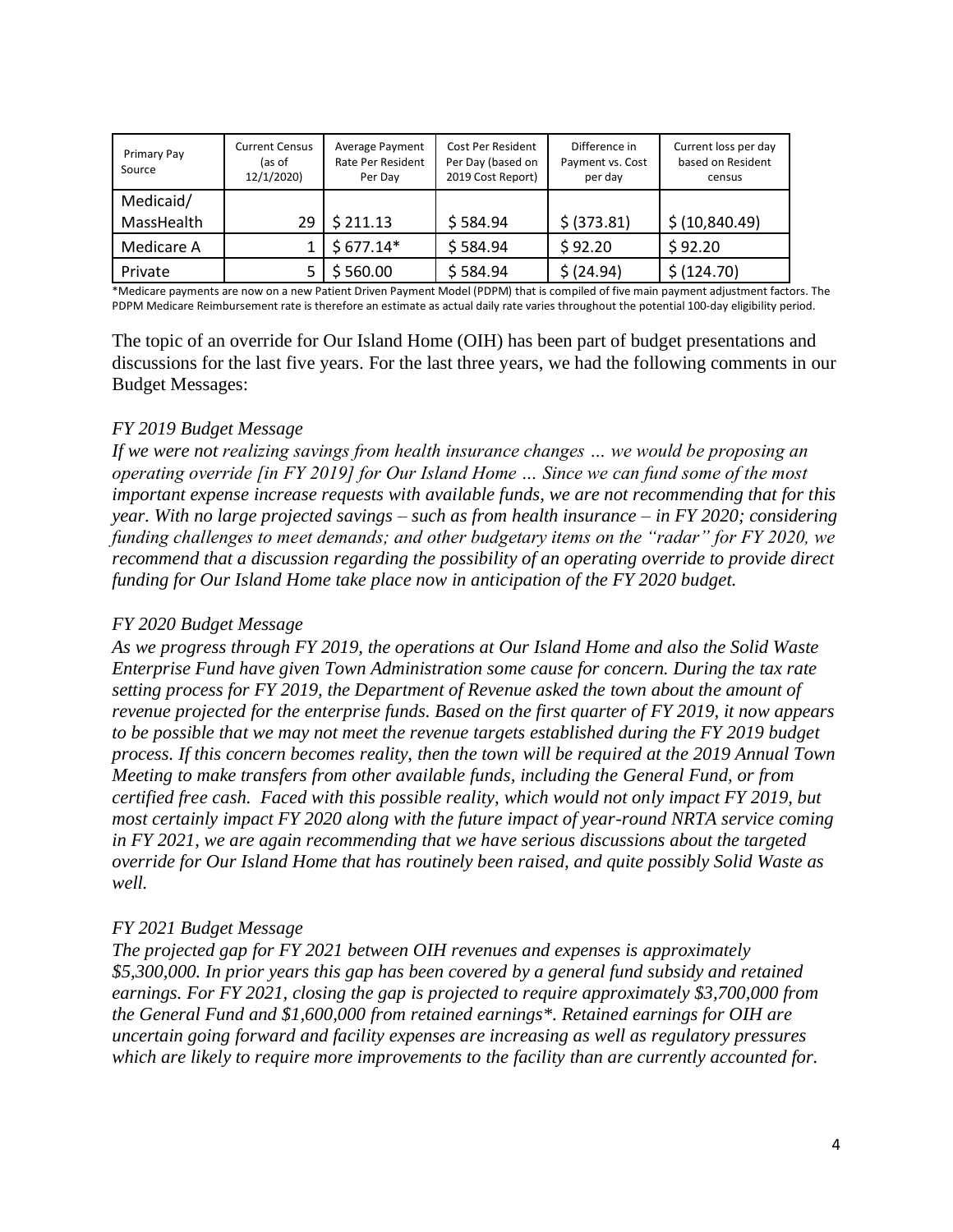| Primary Pay Source | Current Census (as of 12/1/2020) | Average Payment Rate Per Resident Per Day | Cost Per Resident Per Day (based on 2019 Cost Report) | Difference in Payment vs. Cost per day | Current loss per day based on Resident census |
|---|---|---|---|---|---|
| Medicaid/ MassHealth | 29 | $ 211.13 | $ 584.94 | $ (373.81) | $ (10,840.49) |
| Medicare A | 1 | $ 677.14* | $ 584.94 | $ 92.20 | $ 92.20 |
| Private | 5 | $ 560.00 | $ 584.94 | $ (24.94) | $ (124.70) |

*Medicare payments are now on a new Patient Driven Payment Model (PDPM) that is compiled of five main payment adjustment factors. The PDPM Medicare Reimbursement rate is therefore an estimate as actual daily rate varies throughout the potential 100-day eligibility period.

The topic of an override for Our Island Home (OIH) has been part of budget presentations and discussions for the last five years. For the last three years, we had the following comments in our Budget Messages:

*FY 2019 Budget Message*

*If we were not realizing savings from health insurance changes … we would be proposing an operating override [in FY 2019] for Our Island Home … Since we can fund some of the most important expense increase requests with available funds, we are not recommending that for this year. With no large projected savings – such as from health insurance – in FY 2020; considering funding challenges to meet demands; and other budgetary items on the "radar" for FY 2020, we recommend that a discussion regarding the possibility of an operating override to provide direct funding for Our Island Home take place now in anticipation of the FY 2020 budget.*

*FY 2020 Budget Message*

*As we progress through FY 2019, the operations at Our Island Home and also the Solid Waste Enterprise Fund have given Town Administration some cause for concern. During the tax rate setting process for FY 2019, the Department of Revenue asked the town about the amount of revenue projected for the enterprise funds. Based on the first quarter of FY 2019, it now appears to be possible that we may not meet the revenue targets established during the FY 2019 budget process. If this concern becomes reality, then the town will be required at the 2019 Annual Town Meeting to make transfers from other available funds, including the General Fund, or from certified free cash. Faced with this possible reality, which would not only impact FY 2019, but most certainly impact FY 2020 along with the future impact of year-round NRTA service coming in FY 2021, we are again recommending that we have serious discussions about the targeted override for Our Island Home that has routinely been raised, and quite possibly Solid Waste as well.*

*FY 2021 Budget Message*

*The projected gap for FY 2021 between OIH revenues and expenses is approximately $5,300,000. In prior years this gap has been covered by a general fund subsidy and retained earnings. For FY 2021, closing the gap is projected to require approximately $3,700,000 from the General Fund and $1,600,000 from retained earnings*. Retained earnings for OIH are uncertain going forward and facility expenses are increasing as well as regulatory pressures which are likely to require more improvements to the facility than are currently accounted for.*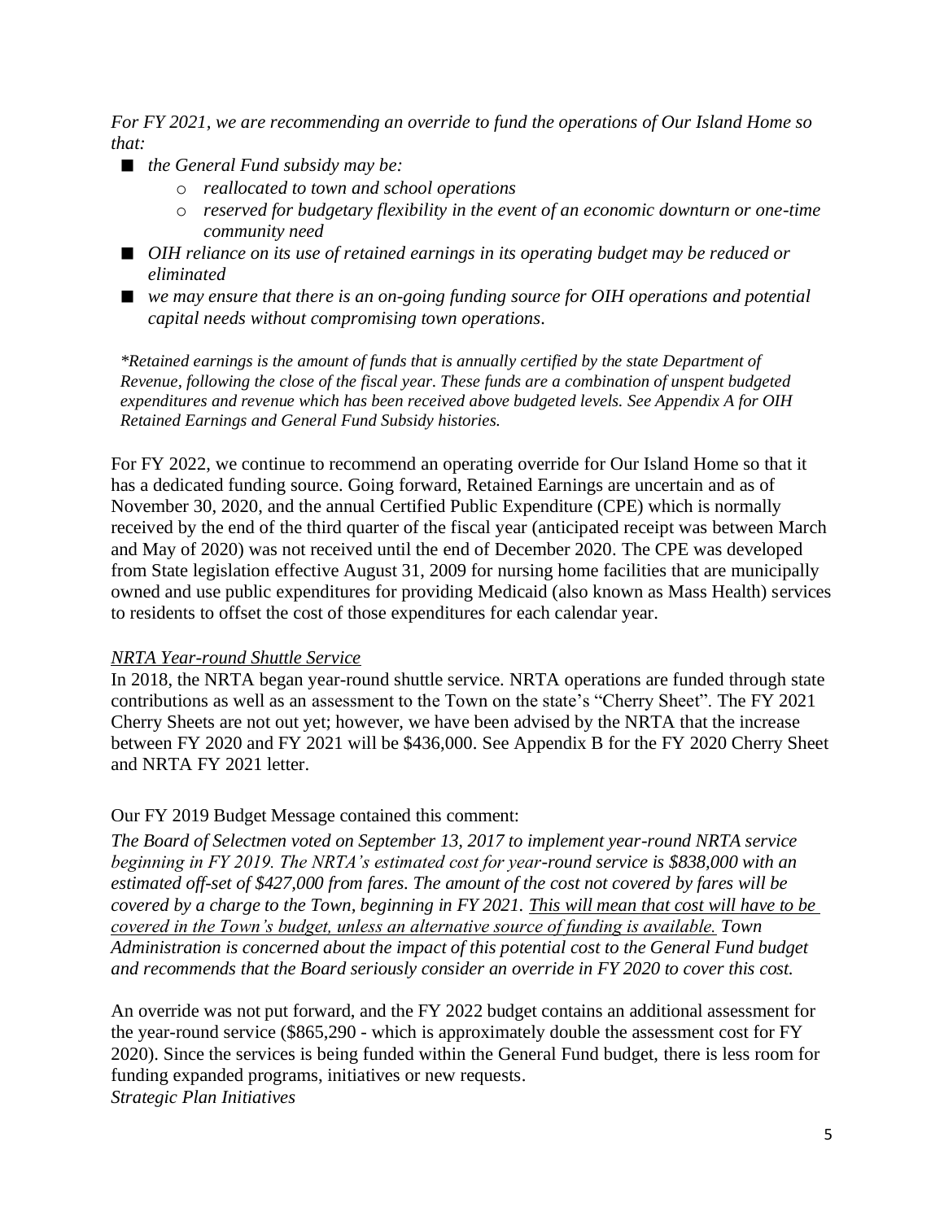*For FY 2021, we are recommending an override to fund the operations of Our Island Home so that:*

- *the General Fund subsidy may be:*
  - *reallocated to town and school operations*
  - *reserved for budgetary flexibility in the event of an economic downturn or one-time community need*
- *OIH reliance on its use of retained earnings in its operating budget may be reduced or eliminated*
- *we may ensure that there is an on-going funding source for OIH operations and potential capital needs without compromising town operations.*

*\*Retained earnings is the amount of funds that is annually certified by the state Department of Revenue, following the close of the fiscal year. These funds are a combination of unspent budgeted expenditures and revenue which has been received above budgeted levels. See Appendix A for OIH Retained Earnings and General Fund Subsidy histories.*

For FY 2022, we continue to recommend an operating override for Our Island Home so that it has a dedicated funding source. Going forward, Retained Earnings are uncertain and as of November 30, 2020, and the annual Certified Public Expenditure (CPE) which is normally received by the end of the third quarter of the fiscal year (anticipated receipt was between March and May of 2020) was not received until the end of December 2020. The CPE was developed from State legislation effective August 31, 2009 for nursing home facilities that are municipally owned and use public expenditures for providing Medicaid (also known as Mass Health) services to residents to offset the cost of those expenditures for each calendar year.

*<u>NRTA Year-round Shuttle Service</u>*

In 2018, the NRTA began year-round shuttle service. NRTA operations are funded through state contributions as well as an assessment to the Town on the state's "Cherry Sheet". The FY 2021 Cherry Sheets are not out yet; however, we have been advised by the NRTA that the increase between FY 2020 and FY 2021 will be $436,000. See Appendix B for the FY 2020 Cherry Sheet and NRTA FY 2021 letter.

Our FY 2019 Budget Message contained this comment:

*The Board of Selectmen voted on September 13, 2017 to implement year-round NRTA service beginning in FY 2019. The NRTA's estimated cost for year-round service is $838,000 with an estimated off-set of $427,000 from fares. The amount of the cost not covered by fares will be covered by a charge to the Town, beginning in FY 2021. <u>This will mean that cost will have to be covered in the Town's budget, unless an alternative source of funding is available.</u> Town Administration is concerned about the impact of this potential cost to the General Fund budget and recommends that the Board seriously consider an override in FY 2020 to cover this cost.*

An override was not put forward, and the FY 2022 budget contains an additional assessment for the year-round service ($865,290 - which is approximately double the assessment cost for FY 2020). Since the services is being funded within the General Fund budget, there is less room for funding expanded programs, initiatives or new requests.

*Strategic Plan Initiatives*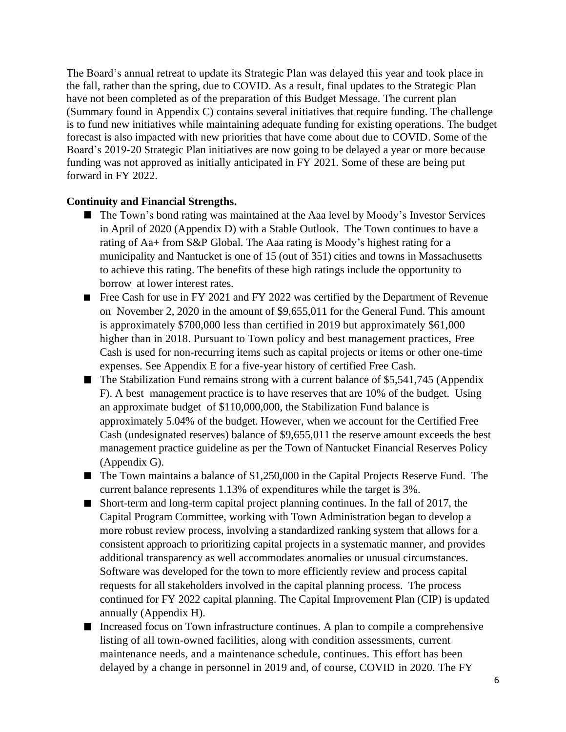The Board's annual retreat to update its Strategic Plan was delayed this year and took place in the fall, rather than the spring, due to COVID. As a result, final updates to the Strategic Plan have not been completed as of the preparation of this Budget Message. The current plan (Summary found in Appendix C) contains several initiatives that require funding. The challenge is to fund new initiatives while maintaining adequate funding for existing operations. The budget forecast is also impacted with new priorities that have come about due to COVID. Some of the Board's 2019-20 Strategic Plan initiatives are now going to be delayed a year or more because funding was not approved as initially anticipated in FY 2021. Some of these are being put forward in FY 2022.

**Continuity and Financial Strengths.**

- The Town's bond rating was maintained at the Aaa level by Moody's Investor Services in April of 2020 (Appendix D) with a Stable Outlook. The Town continues to have a rating of Aa+ from S&P Global. The Aaa rating is Moody's highest rating for a municipality and Nantucket is one of 15 (out of 351) cities and towns in Massachusetts to achieve this rating. The benefits of these high ratings include the opportunity to borrow at lower interest rates.
- Free Cash for use in FY 2021 and FY 2022 was certified by the Department of Revenue on November 2, 2020 in the amount of $9,655,011 for the General Fund. This amount is approximately $700,000 less than certified in 2019 but approximately $61,000 higher than in 2018. Pursuant to Town policy and best management practices, Free Cash is used for non-recurring items such as capital projects or items or other one-time expenses. See Appendix E for a five-year history of certified Free Cash.
- The Stabilization Fund remains strong with a current balance of $5,541,745 (Appendix F). A best management practice is to have reserves that are 10% of the budget. Using an approximate budget of $110,000,000, the Stabilization Fund balance is approximately 5.04% of the budget. However, when we account for the Certified Free Cash (undesignated reserves) balance of $9,655,011 the reserve amount exceeds the best management practice guideline as per the Town of Nantucket Financial Reserves Policy (Appendix G).
- The Town maintains a balance of $1,250,000 in the Capital Projects Reserve Fund. The current balance represents 1.13% of expenditures while the target is 3%.
- Short-term and long-term capital project planning continues. In the fall of 2017, the Capital Program Committee, working with Town Administration began to develop a more robust review process, involving a standardized ranking system that allows for a consistent approach to prioritizing capital projects in a systematic manner, and provides additional transparency as well accommodates anomalies or unusual circumstances. Software was developed for the town to more efficiently review and process capital requests for all stakeholders involved in the capital planning process. The process continued for FY 2022 capital planning. The Capital Improvement Plan (CIP) is updated annually (Appendix H).
- Increased focus on Town infrastructure continues. A plan to compile a comprehensive listing of all town-owned facilities, along with condition assessments, current maintenance needs, and a maintenance schedule, continues. This effort has been delayed by a change in personnel in 2019 and, of course, COVID in 2020. The FY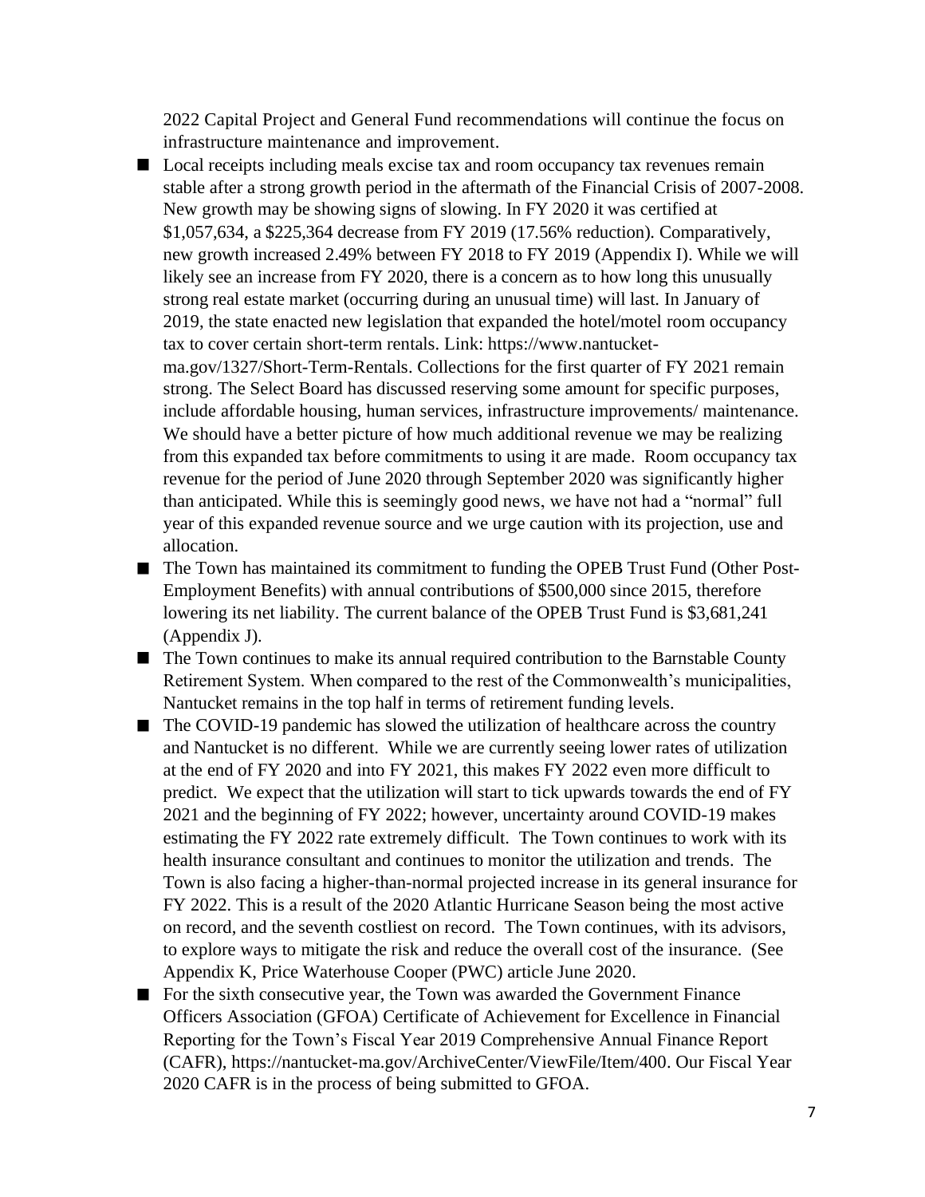2022 Capital Project and General Fund recommendations will continue the focus on infrastructure maintenance and improvement.

- Local receipts including meals excise tax and room occupancy tax revenues remain stable after a strong growth period in the aftermath of the Financial Crisis of 2007-2008. New growth may be showing signs of slowing. In FY 2020 it was certified at $1,057,634, a $225,364 decrease from FY 2019 (17.56% reduction). Comparatively, new growth increased 2.49% between FY 2018 to FY 2019 (Appendix I). While we will likely see an increase from FY 2020, there is a concern as to how long this unusually strong real estate market (occurring during an unusual time) will last. In January of 2019, the state enacted new legislation that expanded the hotel/motel room occupancy tax to cover certain short-term rentals. Link: https://www.nantucket-ma.gov/1327/Short-Term-Rentals. Collections for the first quarter of FY 2021 remain strong. The Select Board has discussed reserving some amount for specific purposes, include affordable housing, human services, infrastructure improvements/ maintenance. We should have a better picture of how much additional revenue we may be realizing from this expanded tax before commitments to using it are made. Room occupancy tax revenue for the period of June 2020 through September 2020 was significantly higher than anticipated. While this is seemingly good news, we have not had a "normal" full year of this expanded revenue source and we urge caution with its projection, use and allocation.
- The Town has maintained its commitment to funding the OPEB Trust Fund (Other Post-Employment Benefits) with annual contributions of $500,000 since 2015, therefore lowering its net liability. The current balance of the OPEB Trust Fund is $3,681,241 (Appendix J).
- The Town continues to make its annual required contribution to the Barnstable County Retirement System. When compared to the rest of the Commonwealth's municipalities, Nantucket remains in the top half in terms of retirement funding levels.
- The COVID-19 pandemic has slowed the utilization of healthcare across the country and Nantucket is no different. While we are currently seeing lower rates of utilization at the end of FY 2020 and into FY 2021, this makes FY 2022 even more difficult to predict. We expect that the utilization will start to tick upwards towards the end of FY 2021 and the beginning of FY 2022; however, uncertainty around COVID-19 makes estimating the FY 2022 rate extremely difficult. The Town continues to work with its health insurance consultant and continues to monitor the utilization and trends. The Town is also facing a higher-than-normal projected increase in its general insurance for FY 2022. This is a result of the 2020 Atlantic Hurricane Season being the most active on record, and the seventh costliest on record. The Town continues, with its advisors, to explore ways to mitigate the risk and reduce the overall cost of the insurance. (See Appendix K, Price Waterhouse Cooper (PWC) article June 2020.
- For the sixth consecutive year, the Town was awarded the Government Finance Officers Association (GFOA) Certificate of Achievement for Excellence in Financial Reporting for the Town's Fiscal Year 2019 Comprehensive Annual Finance Report (CAFR), https://nantucket-ma.gov/ArchiveCenter/ViewFile/Item/400. Our Fiscal Year 2020 CAFR is in the process of being submitted to GFOA.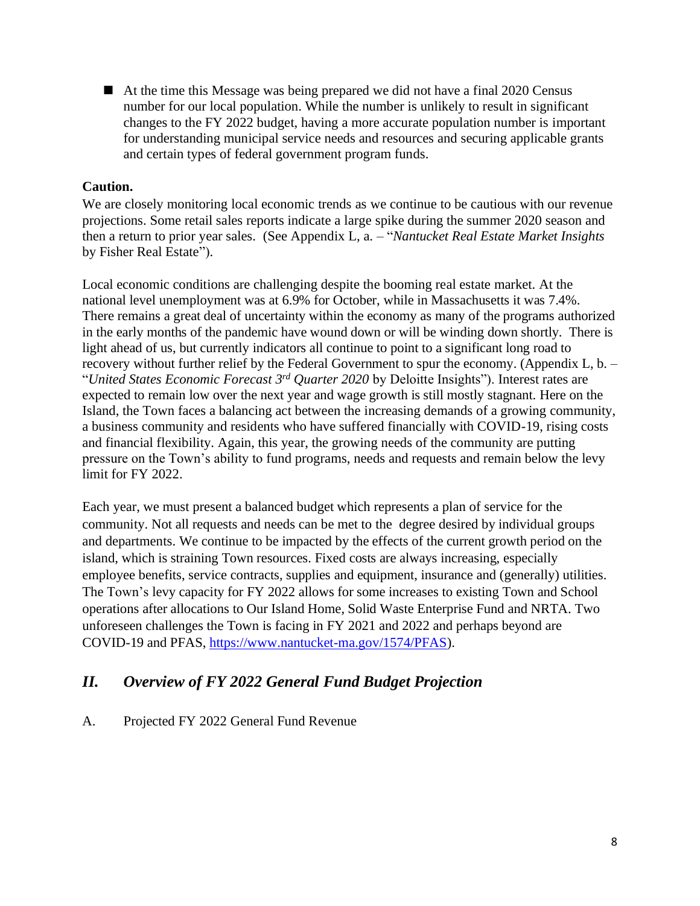- At the time this Message was being prepared we did not have a final 2020 Census number for our local population. While the number is unlikely to result in significant changes to the FY 2022 budget, having a more accurate population number is important for understanding municipal service needs and resources and securing applicable grants and certain types of federal government program funds.

**Caution.**

We are closely monitoring local economic trends as we continue to be cautious with our revenue projections. Some retail sales reports indicate a large spike during the summer 2020 season and then a return to prior year sales. (See Appendix L, a. – "*Nantucket Real Estate Market Insights* by Fisher Real Estate").

Local economic conditions are challenging despite the booming real estate market. At the national level unemployment was at 6.9% for October, while in Massachusetts it was 7.4%. There remains a great deal of uncertainty within the economy as many of the programs authorized in the early months of the pandemic have wound down or will be winding down shortly. There is light ahead of us, but currently indicators all continue to point to a significant long road to recovery without further relief by the Federal Government to spur the economy. (Appendix L, b. – "*United States Economic Forecast 3rd Quarter 2020* by Deloitte Insights"). Interest rates are expected to remain low over the next year and wage growth is still mostly stagnant. Here on the Island, the Town faces a balancing act between the increasing demands of a growing community, a business community and residents who have suffered financially with COVID-19, rising costs and financial flexibility. Again, this year, the growing needs of the community are putting pressure on the Town's ability to fund programs, needs and requests and remain below the levy limit for FY 2022.

Each year, we must present a balanced budget which represents a plan of service for the community. Not all requests and needs can be met to the degree desired by individual groups and departments. We continue to be impacted by the effects of the current growth period on the island, which is straining Town resources. Fixed costs are always increasing, especially employee benefits, service contracts, supplies and equipment, insurance and (generally) utilities. The Town's levy capacity for FY 2022 allows for some increases to existing Town and School operations after allocations to Our Island Home, Solid Waste Enterprise Fund and NRTA. Two unforeseen challenges the Town is facing in FY 2021 and 2022 and perhaps beyond are COVID-19 and PFAS, https://www.nantucket-ma.gov/1574/PFAS).

## *II. Overview of FY 2022 General Fund Budget Projection*

A. Projected FY 2022 General Fund Revenue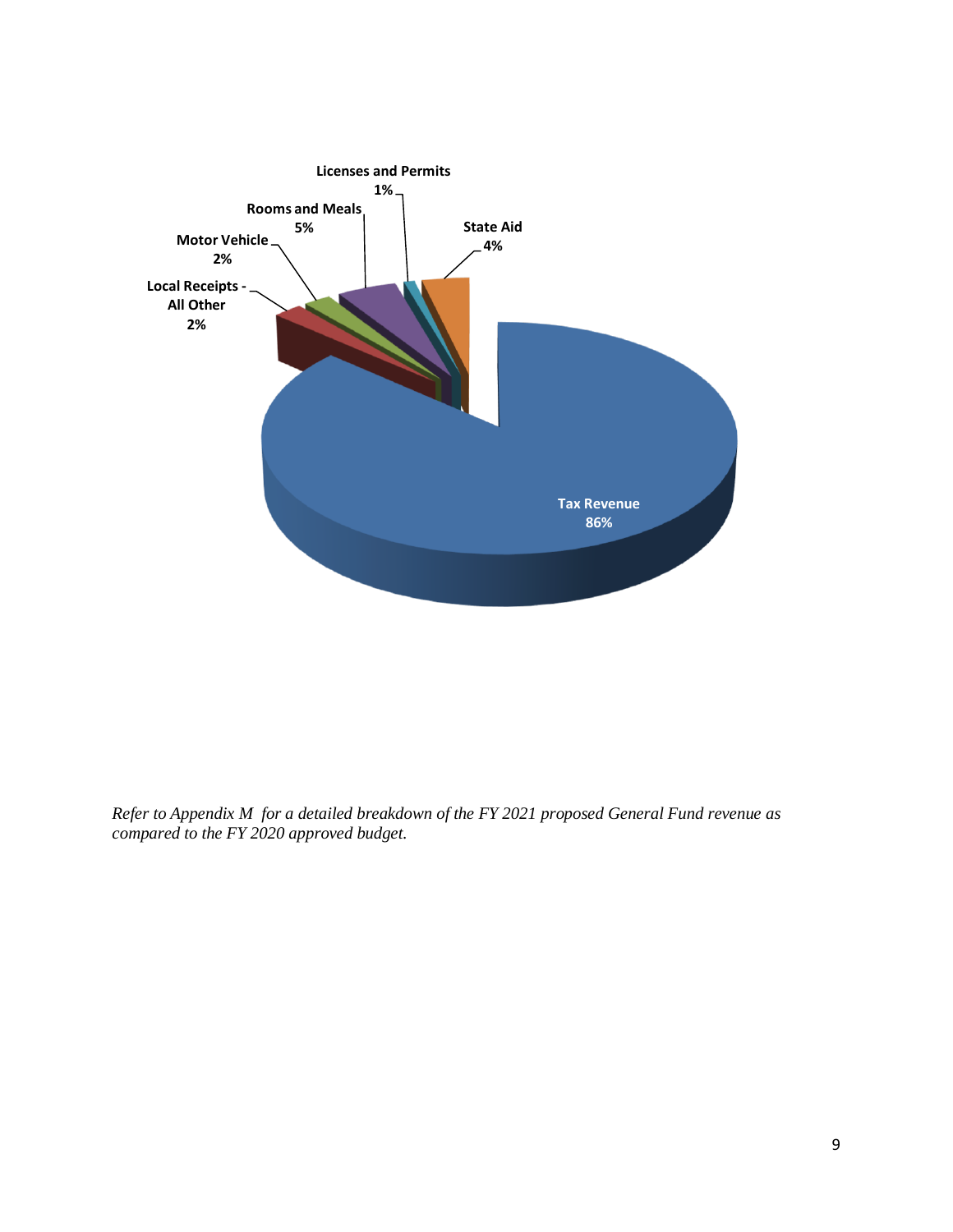Licenses and Permits
1%

Rooms and Meals
5%

State Aid
4%

Motor Vehicle
2%

Local Receipts - All Other
2%

Tax Revenue
86%

*Refer to Appendix M for a detailed breakdown of the FY 2021 proposed General Fund revenue as compared to the FY 2020 approved budget.*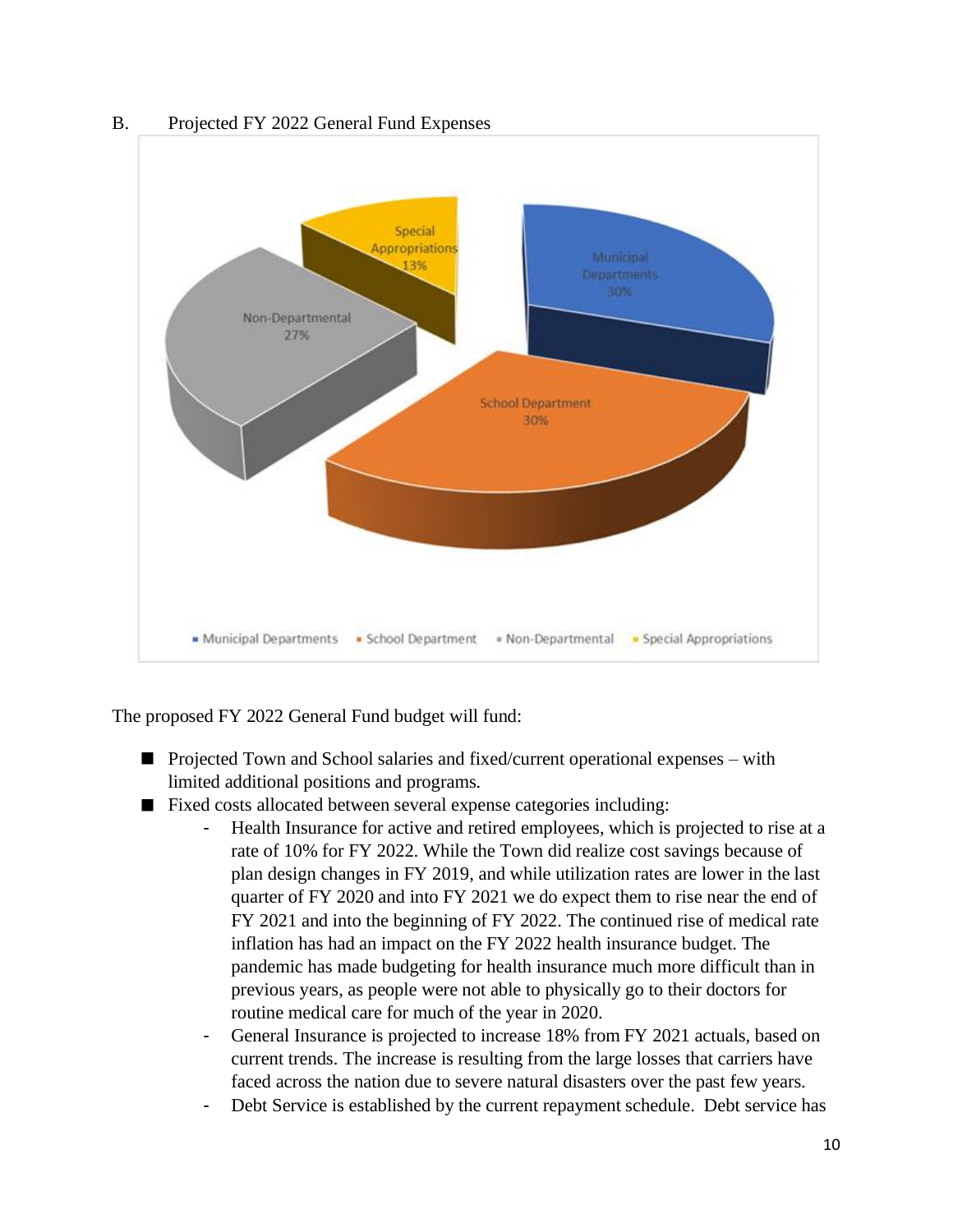B. Projected FY 2022 General Fund Expenses

The proposed FY 2022 General Fund budget will fund:

- Projected Town and School salaries and fixed/current operational expenses – with limited additional positions and programs.
- Fixed costs allocated between several expense categories including:
  - Health Insurance for active and retired employees, which is projected to rise at a rate of 10% for FY 2022. While the Town did realize cost savings because of plan design changes in FY 2019, and while utilization rates are lower in the last quarter of FY 2020 and into FY 2021 we do expect them to rise near the end of FY 2021 and into the beginning of FY 2022. The continued rise of medical rate inflation has had an impact on the FY 2022 health insurance budget. The pandemic has made budgeting for health insurance much more difficult than in previous years, as people were not able to physically go to their doctors for routine medical care for much of the year in 2020.
  - General Insurance is projected to increase 18% from FY 2021 actuals, based on current trends. The increase is resulting from the large losses that carriers have faced across the nation due to severe natural disasters over the past few years.
  - Debt Service is established by the current repayment schedule. Debt service has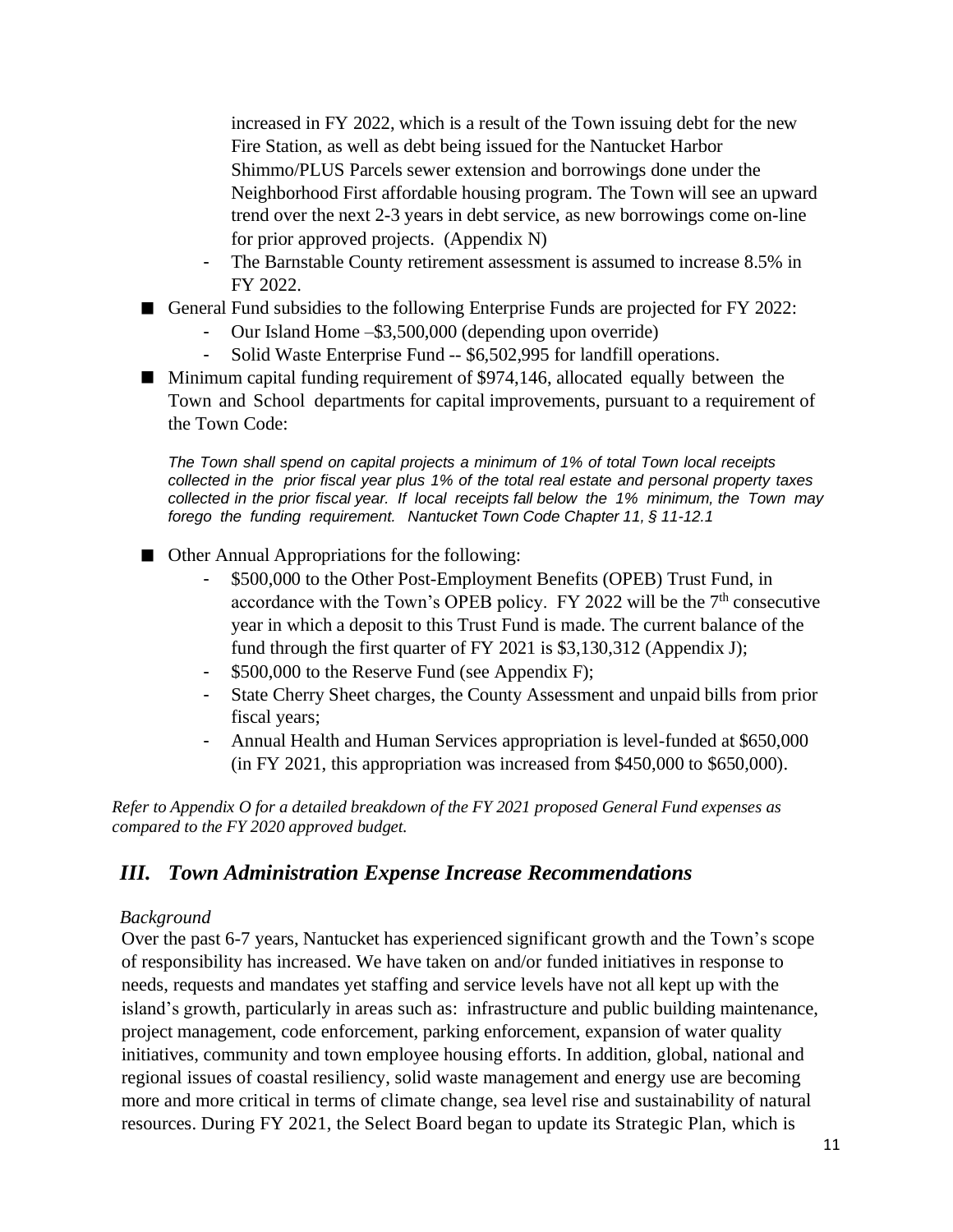increased in FY 2022, which is a result of the Town issuing debt for the new Fire Station, as well as debt being issued for the Nantucket Harbor Shimmo/PLUS Parcels sewer extension and borrowings done under the Neighborhood First affordable housing program. The Town will see an upward trend over the next 2-3 years in debt service, as new borrowings come on-line for prior approved projects. (Appendix N)

- The Barnstable County retirement assessment is assumed to increase 8.5% in FY 2022.

■ General Fund subsidies to the following Enterprise Funds are projected for FY 2022:
  - Our Island Home –$3,500,000 (depending upon override)
  - Solid Waste Enterprise Fund -- $6,502,995 for landfill operations.

■ Minimum capital funding requirement of $974,146, allocated equally between the Town and School departments for capital improvements, pursuant to a requirement of the Town Code:

*The Town shall spend on capital projects a minimum of 1% of total Town local receipts collected in the prior fiscal year plus 1% of the total real estate and personal property taxes collected in the prior fiscal year. If local receipts fall below the 1% minimum, the Town may forego the funding requirement. Nantucket Town Code Chapter 11, § 11-12.1*

■ Other Annual Appropriations for the following:
  - $500,000 to the Other Post-Employment Benefits (OPEB) Trust Fund, in accordance with the Town's OPEB policy. FY 2022 will be the 7th consecutive year in which a deposit to this Trust Fund is made. The current balance of the fund through the first quarter of FY 2021 is $3,130,312 (Appendix J);
  - $500,000 to the Reserve Fund (see Appendix F);
  - State Cherry Sheet charges, the County Assessment and unpaid bills from prior fiscal years;
  - Annual Health and Human Services appropriation is level-funded at $650,000 (in FY 2021, this appropriation was increased from $450,000 to $650,000).

*Refer to Appendix O for a detailed breakdown of the FY 2021 proposed General Fund expenses as compared to the FY 2020 approved budget.*

## *III. Town Administration Expense Increase Recommendations*

*Background*

Over the past 6-7 years, Nantucket has experienced significant growth and the Town's scope of responsibility has increased. We have taken on and/or funded initiatives in response to needs, requests and mandates yet staffing and service levels have not all kept up with the island's growth, particularly in areas such as: infrastructure and public building maintenance, project management, code enforcement, parking enforcement, expansion of water quality initiatives, community and town employee housing efforts. In addition, global, national and regional issues of coastal resiliency, solid waste management and energy use are becoming more and more critical in terms of climate change, sea level rise and sustainability of natural resources. During FY 2021, the Select Board began to update its Strategic Plan, which is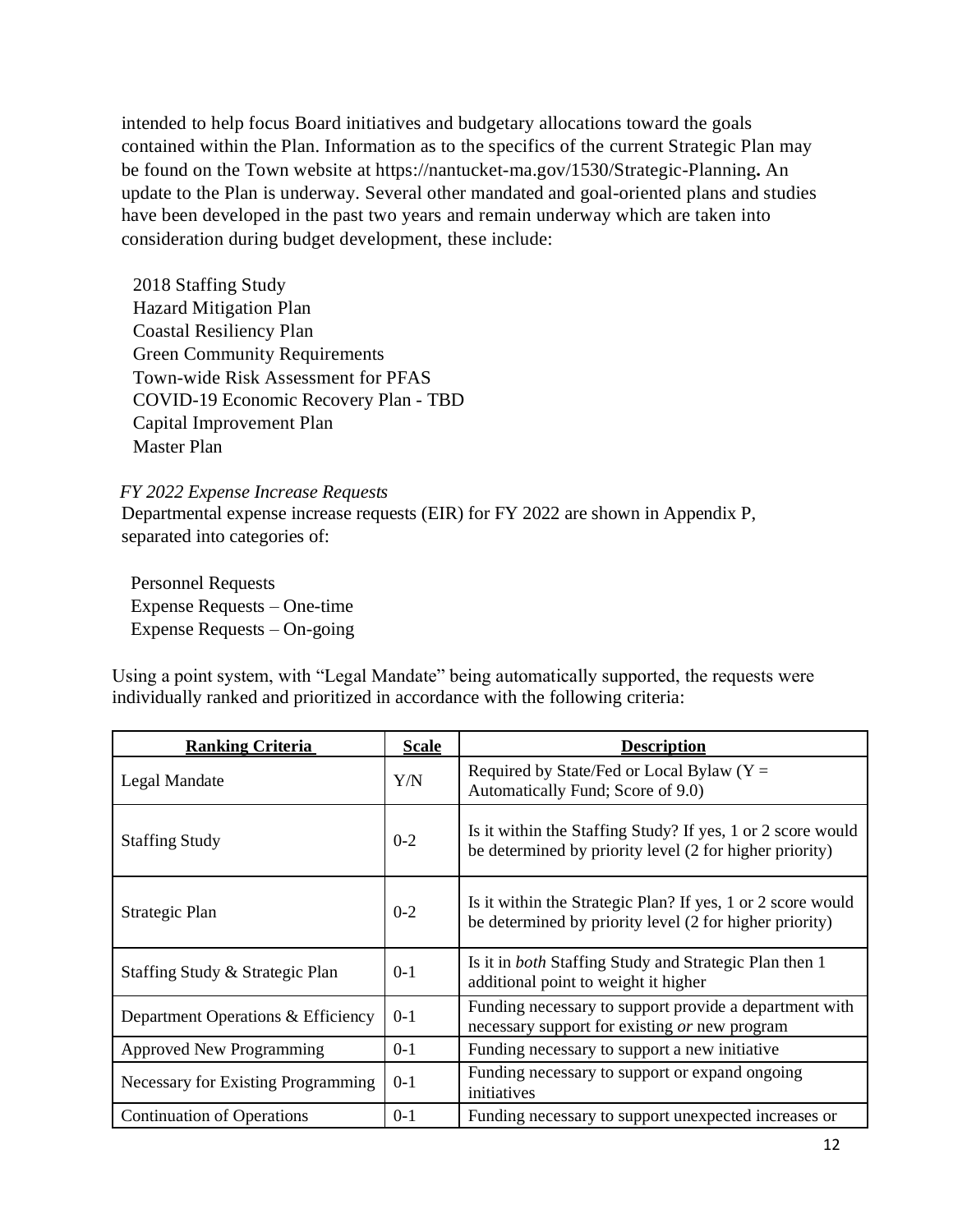intended to help focus Board initiatives and budgetary allocations toward the goals contained within the Plan. Information as to the specifics of the current Strategic Plan may be found on the Town website at https://nantucket-ma.gov/1530/Strategic-Planning**.** An update to the Plan is underway. Several other mandated and goal-oriented plans and studies have been developed in the past two years and remain underway which are taken into consideration during budget development, these include:

- 2018 Staffing Study
- Hazard Mitigation Plan
- Coastal Resiliency Plan
- Green Community Requirements
- Town-wide Risk Assessment for PFAS
- COVID-19 Economic Recovery Plan - TBD
- Capital Improvement Plan
- Master Plan

*FY 2022 Expense Increase Requests*

Departmental expense increase requests (EIR) for FY 2022 are shown in Appendix P, separated into categories of:

- Personnel Requests
- Expense Requests – One-time
- Expense Requests – On-going

Using a point system, with "Legal Mandate" being automatically supported, the requests were individually ranked and prioritized in accordance with the following criteria:

| **Ranking Criteria** | **Scale** | **Description** |
|---|---|---|
| Legal Mandate | Y/N | Required by State/Fed or Local Bylaw (Y = Automatically Fund; Score of 9.0) |
| Staffing Study | 0-2 | Is it within the Staffing Study? If yes, 1 or 2 score would be determined by priority level (2 for higher priority) |
| Strategic Plan | 0-2 | Is it within the Strategic Plan? If yes, 1 or 2 score would be determined by priority level (2 for higher priority) |
| Staffing Study & Strategic Plan | 0-1 | Is it in *both* Staffing Study and Strategic Plan then 1 additional point to weight it higher |
| Department Operations & Efficiency | 0-1 | Funding necessary to support provide a department with necessary support for existing *or* new program |
| Approved New Programming | 0-1 | Funding necessary to support a new initiative |
| Necessary for Existing Programming | 0-1 | Funding necessary to support or expand ongoing initiatives |
| Continuation of Operations | 0-1 | Funding necessary to support unexpected increases or |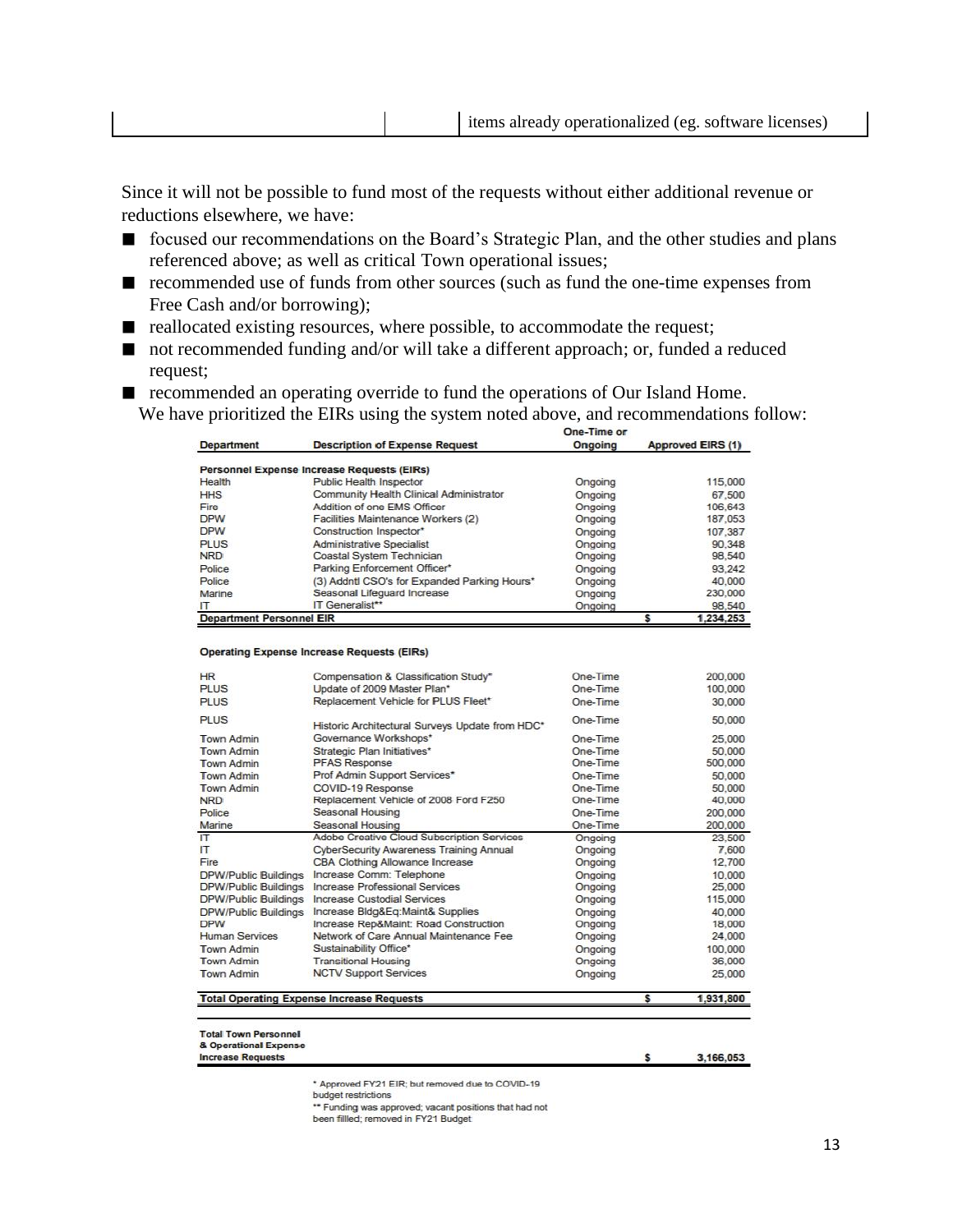| | | items already operationalized (eg. software licenses) |
|---|---|---|

Since it will not be possible to fund most of the requests without either additional revenue or reductions elsewhere, we have:

- focused our recommendations on the Board's Strategic Plan, and the other studies and plans referenced above; as well as critical Town operational issues;
- recommended use of funds from other sources (such as fund the one-time expenses from Free Cash and/or borrowing);
- reallocated existing resources, where possible, to accommodate the request;
- not recommended funding and/or will take a different approach; or, funded a reduced request;
- recommended an operating override to fund the operations of Our Island Home.

We have prioritized the EIRs using the system noted above, and recommendations follow:

| Department | Description of Expense Request | One-Time or Ongoing | Approved EIRS (1) |
|---|---|---|---|
| **Personnel Expense Increase Requests (EIRs)** | | | |
| Health | Public Health Inspector | Ongoing | 115,000 |
| HHS | Community Health Clinical Administrator | Ongoing | 67,500 |
| Fire | Addition of one EMS Officer | Ongoing | 106,643 |
| DPW | Facilities Maintenance Workers (2) | Ongoing | 187,053 |
| DPW | Construction Inspector* | Ongoing | 107,387 |
| PLUS | Administrative Specialist | Ongoing | 90,348 |
| NRD | Coastal System Technician | Ongoing | 98,540 |
| Police | Parking Enforcement Officer* | Ongoing | 93,242 |
| Police | (3) Addntl CSO's for Expanded Parking Hours* | Ongoing | 40,000 |
| Marine | Seasonal Lifeguard Increase | Ongoing | 230,000 |
| IT | IT Generalist** | Ongoing | 98,540 |
| **Department Personnel EIR** | | | **$ 1,234,253** |
| **Operating Expense Increase Requests (EIRs)** | | | |
| HR | Compensation & Classification Study* | One-Time | 200,000 |
| PLUS | Update of 2009 Master Plan* | One-Time | 100,000 |
| PLUS | Replacement Vehicle for PLUS Fleet* | One-Time | 30,000 |
| PLUS | Historic Architectural Surveys Update from HDC* | One-Time | 50,000 |
| Town Admin | Governance Workshops* | One-Time | 25,000 |
| Town Admin | Strategic Plan Initiatives* | One-Time | 50,000 |
| Town Admin | PFAS Response | One-Time | 500,000 |
| Town Admin | Prof Admin Support Services* | One-Time | 50,000 |
| Town Admin | COVID-19 Response | One-Time | 50,000 |
| NRD | Replacement Vehicle of 2008 Ford F250 | One-Time | 40,000 |
| Police | Seasonal Housing | One-Time | 200,000 |
| Marine | Seasonal Housing | One-Time | 200,000 |
| IT | Adobe Creative Cloud Subscription Services | Ongoing | 23,500 |
| IT | CyberSecurity Awareness Training Annual | Ongoing | 7,600 |
| Fire | CBA Clothing Allowance Increase | Ongoing | 12,700 |
| DPW/Public Buildings | Increase Comm: Telephone | Ongoing | 10,000 |
| DPW/Public Buildings | Increase Professional Services | Ongoing | 25,000 |
| DPW/Public Buildings | Increase Custodial Services | Ongoing | 115,000 |
| DPW/Public Buildings | Increase Bldg&Eq:Maint& Supplies | Ongoing | 40,000 |
| DPW | Increase Rep&Maint: Road Construction | Ongoing | 18,000 |
| Human Services | Network of Care Annual Maintenance Fee | Ongoing | 24,000 |
| Town Admin | Sustainability Office* | Ongoing | 100,000 |
| Town Admin | Transitional Housing | Ongoing | 36,000 |
| Town Admin | NCTV Support Services | Ongoing | 25,000 |
| **Total Operating Expense Increase Requests** | | | **$ 1,931,800** |
| **Total Town Personnel & Operational Expense Increase Requests** | | | **$ 3,166,053** |

\* Approved FY21 EIR; but removed due to COVID-19 budget restrictions

\*\* Funding was approved; vacant positions that had not been fillled; removed in FY21 Budget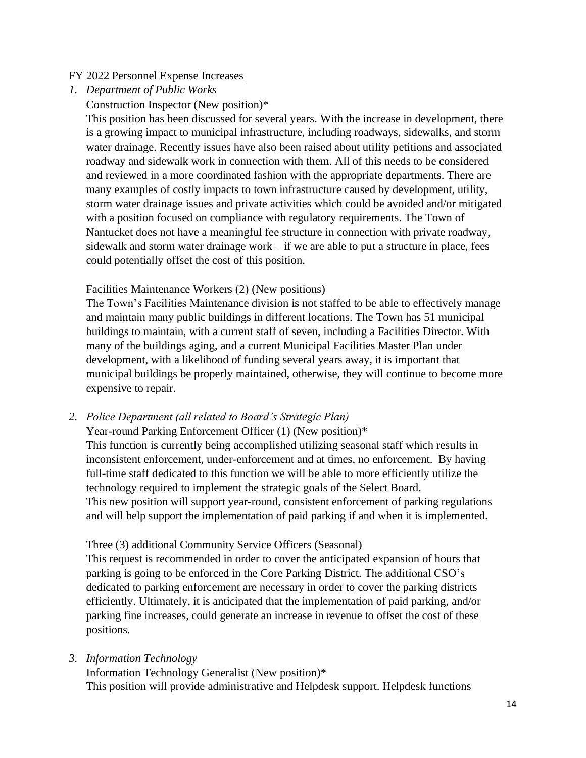<u>FY 2022 Personnel Expense Increases</u>

1. *Department of Public Works*

   Construction Inspector (New position)*

   This position has been discussed for several years. With the increase in development, there is a growing impact to municipal infrastructure, including roadways, sidewalks, and storm water drainage. Recently issues have also been raised about utility petitions and associated roadway and sidewalk work in connection with them. All of this needs to be considered and reviewed in a more coordinated fashion with the appropriate departments. There are many examples of costly impacts to town infrastructure caused by development, utility, storm water drainage issues and private activities which could be avoided and/or mitigated with a position focused on compliance with regulatory requirements. The Town of Nantucket does not have a meaningful fee structure in connection with private roadway, sidewalk and storm water drainage work – if we are able to put a structure in place, fees could potentially offset the cost of this position.

   Facilities Maintenance Workers (2) (New positions)

   The Town's Facilities Maintenance division is not staffed to be able to effectively manage and maintain many public buildings in different locations. The Town has 51 municipal buildings to maintain, with a current staff of seven, including a Facilities Director. With many of the buildings aging, and a current Municipal Facilities Master Plan under development, with a likelihood of funding several years away, it is important that municipal buildings be properly maintained, otherwise, they will continue to become more expensive to repair.

2. *Police Department (all related to Board's Strategic Plan)*

   Year-round Parking Enforcement Officer (1) (New position)*

   This function is currently being accomplished utilizing seasonal staff which results in inconsistent enforcement, under-enforcement and at times, no enforcement. By having full-time staff dedicated to this function we will be able to more efficiently utilize the technology required to implement the strategic goals of the Select Board.
   This new position will support year-round, consistent enforcement of parking regulations and will help support the implementation of paid parking if and when it is implemented.

   Three (3) additional Community Service Officers (Seasonal)

   This request is recommended in order to cover the anticipated expansion of hours that parking is going to be enforced in the Core Parking District. The additional CSO's dedicated to parking enforcement are necessary in order to cover the parking districts efficiently. Ultimately, it is anticipated that the implementation of paid parking, and/or parking fine increases, could generate an increase in revenue to offset the cost of these positions.

3. *Information Technology*

   Information Technology Generalist (New position)*

   This position will provide administrative and Helpdesk support. Helpdesk functions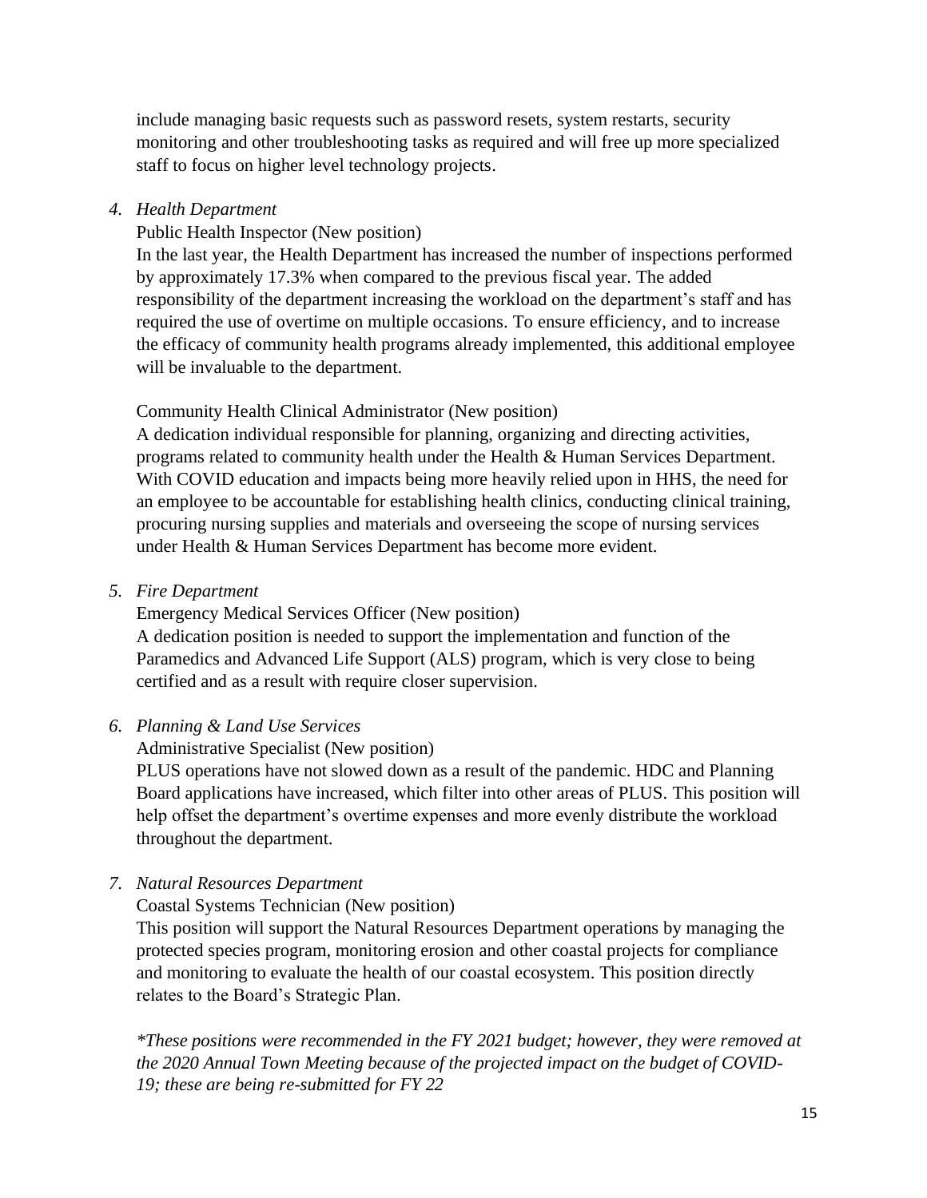include managing basic requests such as password resets, system restarts, security monitoring and other troubleshooting tasks as required and will free up more specialized staff to focus on higher level technology projects.

4. *Health Department*

   Public Health Inspector (New position)

   In the last year, the Health Department has increased the number of inspections performed by approximately 17.3% when compared to the previous fiscal year. The added responsibility of the department increasing the workload on the department's staff and has required the use of overtime on multiple occasions. To ensure efficiency, and to increase the efficacy of community health programs already implemented, this additional employee will be invaluable to the department.

   Community Health Clinical Administrator (New position)

   A dedication individual responsible for planning, organizing and directing activities, programs related to community health under the Health & Human Services Department. With COVID education and impacts being more heavily relied upon in HHS, the need for an employee to be accountable for establishing health clinics, conducting clinical training, procuring nursing supplies and materials and overseeing the scope of nursing services under Health & Human Services Department has become more evident.

5. *Fire Department*

   Emergency Medical Services Officer (New position)

   A dedication position is needed to support the implementation and function of the Paramedics and Advanced Life Support (ALS) program, which is very close to being certified and as a result with require closer supervision.

6. *Planning & Land Use Services*

   Administrative Specialist (New position)

   PLUS operations have not slowed down as a result of the pandemic. HDC and Planning Board applications have increased, which filter into other areas of PLUS. This position will help offset the department's overtime expenses and more evenly distribute the workload throughout the department.

7. *Natural Resources Department*

   Coastal Systems Technician (New position)

   This position will support the Natural Resources Department operations by managing the protected species program, monitoring erosion and other coastal projects for compliance and monitoring to evaluate the health of our coastal ecosystem. This position directly relates to the Board's Strategic Plan.

   *\*These positions were recommended in the FY 2021 budget; however, they were removed at the 2020 Annual Town Meeting because of the projected impact on the budget of COVID-19; these are being re-submitted for FY 22*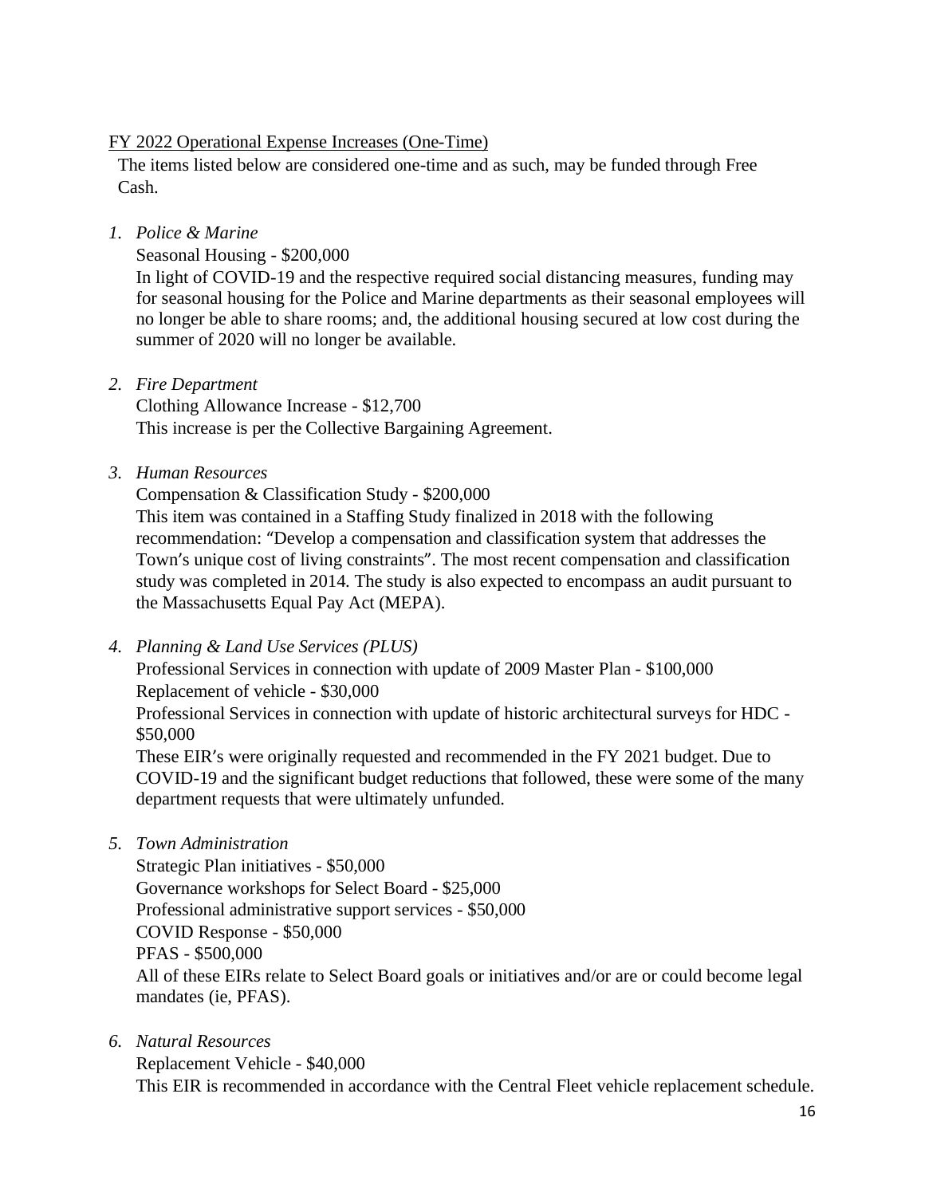<u>FY 2022 Operational Expense Increases (One-Time)</u>

The items listed below are considered one-time and as such, may be funded through Free Cash.

1. *Police & Marine*

   Seasonal Housing - $200,000

   In light of COVID-19 and the respective required social distancing measures, funding may for seasonal housing for the Police and Marine departments as their seasonal employees will no longer be able to share rooms; and, the additional housing secured at low cost during the summer of 2020 will no longer be available.

2. *Fire Department*

   Clothing Allowance Increase - $12,700

   This increase is per the Collective Bargaining Agreement.

3. *Human Resources*

   Compensation & Classification Study - $200,000

   This item was contained in a Staffing Study finalized in 2018 with the following recommendation: "Develop a compensation and classification system that addresses the Town's unique cost of living constraints". The most recent compensation and classification study was completed in 2014. The study is also expected to encompass an audit pursuant to the Massachusetts Equal Pay Act (MEPA).

4. *Planning & Land Use Services (PLUS)*

   Professional Services in connection with update of 2009 Master Plan - $100,000

   Replacement of vehicle - $30,000

   Professional Services in connection with update of historic architectural surveys for HDC - $50,000

   These EIR's were originally requested and recommended in the FY 2021 budget. Due to COVID-19 and the significant budget reductions that followed, these were some of the many department requests that were ultimately unfunded.

5. *Town Administration*

   Strategic Plan initiatives - $50,000

   Governance workshops for Select Board - $25,000

   Professional administrative support services - $50,000

   COVID Response - $50,000

   PFAS - $500,000

   All of these EIRs relate to Select Board goals or initiatives and/or are or could become legal mandates (ie, PFAS).

6. *Natural Resources*

   Replacement Vehicle - $40,000

   This EIR is recommended in accordance with the Central Fleet vehicle replacement schedule.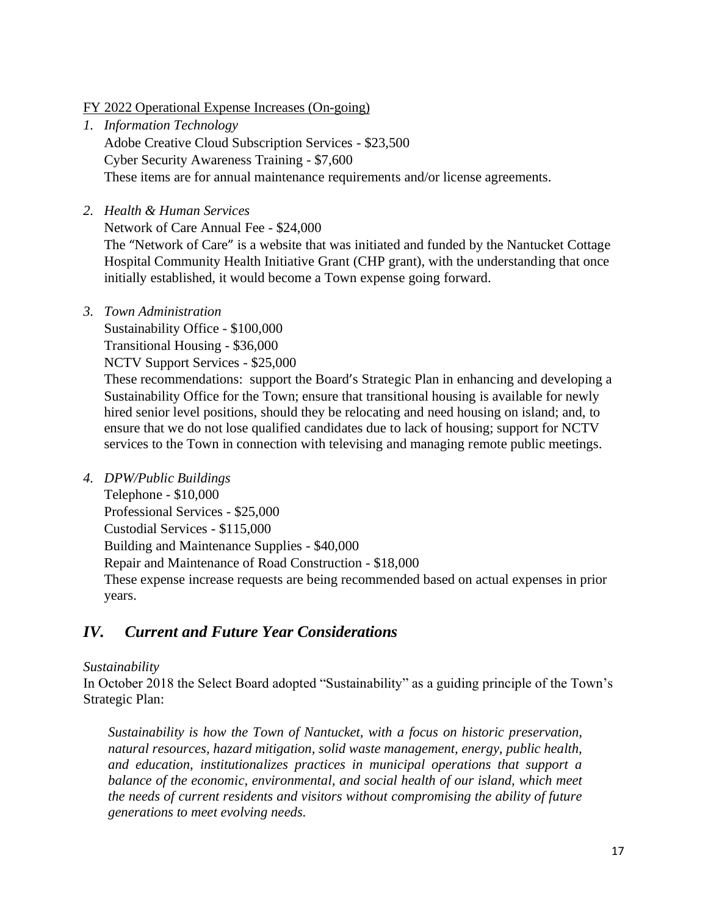<u>FY 2022 Operational Expense Increases (On-going)</u>

1. *Information Technology*
   Adobe Creative Cloud Subscription Services - $23,500
   Cyber Security Awareness Training - $7,600
   These items are for annual maintenance requirements and/or license agreements.

2. *Health & Human Services*
   Network of Care Annual Fee - $24,000
   The "Network of Care" is a website that was initiated and funded by the Nantucket Cottage Hospital Community Health Initiative Grant (CHP grant), with the understanding that once initially established, it would become a Town expense going forward.

3. *Town Administration*
   Sustainability Office - $100,000
   Transitional Housing - $36,000
   NCTV Support Services - $25,000
   These recommendations: support the Board's Strategic Plan in enhancing and developing a Sustainability Office for the Town; ensure that transitional housing is available for newly hired senior level positions, should they be relocating and need housing on island; and, to ensure that we do not lose qualified candidates due to lack of housing; support for NCTV services to the Town in connection with televising and managing remote public meetings.

4. *DPW/Public Buildings*
   Telephone - $10,000
   Professional Services - $25,000
   Custodial Services - $115,000
   Building and Maintenance Supplies - $40,000
   Repair and Maintenance of Road Construction - $18,000
   These expense increase requests are being recommended based on actual expenses in prior years.

## *IV. Current and Future Year Considerations*

*Sustainability*

In October 2018 the Select Board adopted "Sustainability" as a guiding principle of the Town's Strategic Plan:

> *Sustainability is how the Town of Nantucket, with a focus on historic preservation, natural resources, hazard mitigation, solid waste management, energy, public health, and education, institutionalizes practices in municipal operations that support a balance of the economic, environmental, and social health of our island, which meet the needs of current residents and visitors without compromising the ability of future generations to meet evolving needs.*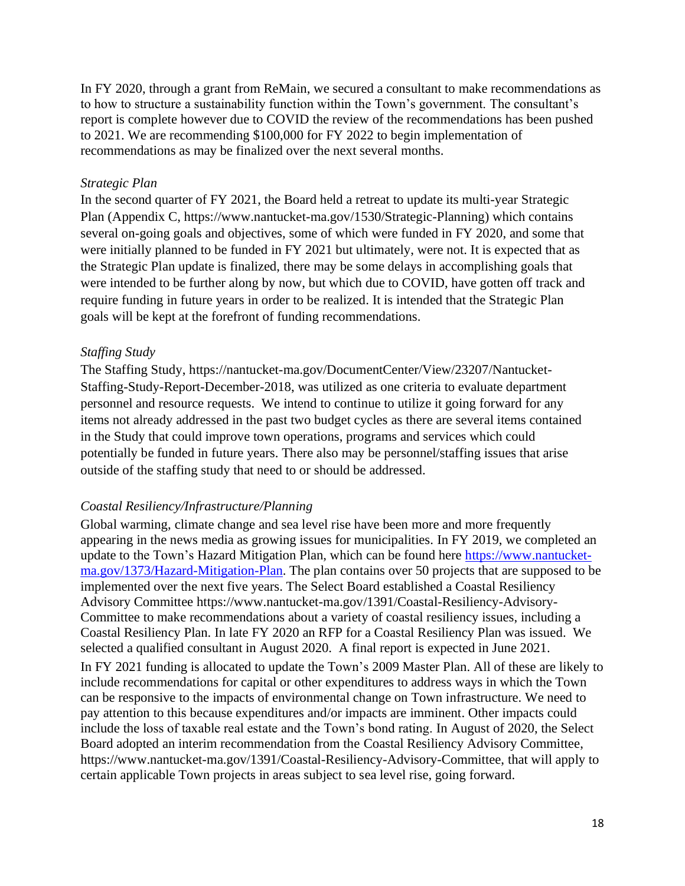In FY 2020, through a grant from ReMain, we secured a consultant to make recommendations as to how to structure a sustainability function within the Town's government. The consultant's report is complete however due to COVID the review of the recommendations has been pushed to 2021. We are recommending $100,000 for FY 2022 to begin implementation of recommendations as may be finalized over the next several months.

*Strategic Plan*

In the second quarter of FY 2021, the Board held a retreat to update its multi-year Strategic Plan (Appendix C, https://www.nantucket-ma.gov/1530/Strategic-Planning) which contains several on-going goals and objectives, some of which were funded in FY 2020, and some that were initially planned to be funded in FY 2021 but ultimately, were not. It is expected that as the Strategic Plan update is finalized, there may be some delays in accomplishing goals that were intended to be further along by now, but which due to COVID, have gotten off track and require funding in future years in order to be realized. It is intended that the Strategic Plan goals will be kept at the forefront of funding recommendations.

*Staffing Study*

The Staffing Study, https://nantucket-ma.gov/DocumentCenter/View/23207/Nantucket-Staffing-Study-Report-December-2018, was utilized as one criteria to evaluate department personnel and resource requests. We intend to continue to utilize it going forward for any items not already addressed in the past two budget cycles as there are several items contained in the Study that could improve town operations, programs and services which could potentially be funded in future years. There also may be personnel/staffing issues that arise outside of the staffing study that need to or should be addressed.

*Coastal Resiliency/Infrastructure/Planning*

Global warming, climate change and sea level rise have been more and more frequently appearing in the news media as growing issues for municipalities. In FY 2019, we completed an update to the Town's Hazard Mitigation Plan, which can be found here [https://www.nantucket-ma.gov/1373/Hazard-Mitigation-Plan](https://www.nantucket-ma.gov/1373/Hazard-Mitigation-Plan). The plan contains over 50 projects that are supposed to be implemented over the next five years. The Select Board established a Coastal Resiliency Advisory Committee https://www.nantucket-ma.gov/1391/Coastal-Resiliency-Advisory-Committee to make recommendations about a variety of coastal resiliency issues, including a Coastal Resiliency Plan. In late FY 2020 an RFP for a Coastal Resiliency Plan was issued. We selected a qualified consultant in August 2020. A final report is expected in June 2021.

In FY 2021 funding is allocated to update the Town's 2009 Master Plan. All of these are likely to include recommendations for capital or other expenditures to address ways in which the Town can be responsive to the impacts of environmental change on Town infrastructure. We need to pay attention to this because expenditures and/or impacts are imminent. Other impacts could include the loss of taxable real estate and the Town's bond rating. In August of 2020, the Select Board adopted an interim recommendation from the Coastal Resiliency Advisory Committee, https://www.nantucket-ma.gov/1391/Coastal-Resiliency-Advisory-Committee, that will apply to certain applicable Town projects in areas subject to sea level rise, going forward.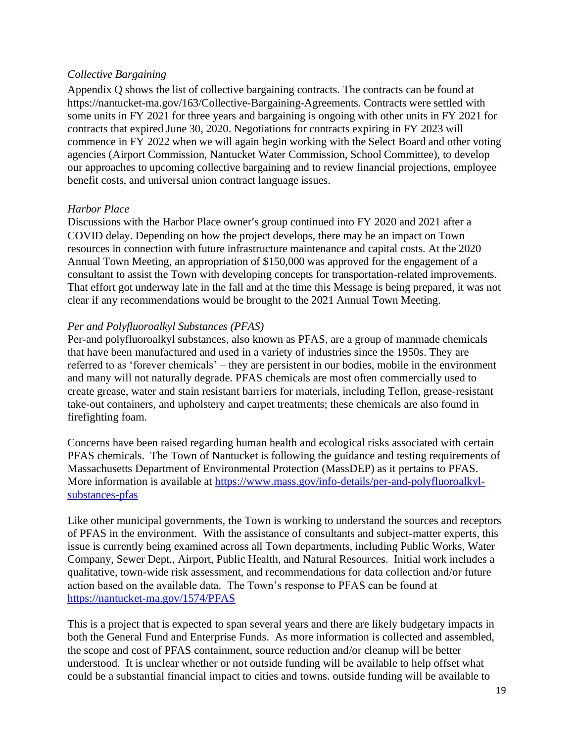*Collective Bargaining*

Appendix Q shows the list of collective bargaining contracts. The contracts can be found at https://nantucket-ma.gov/163/Collective-Bargaining-Agreements. Contracts were settled with some units in FY 2021 for three years and bargaining is ongoing with other units in FY 2021 for contracts that expired June 30, 2020. Negotiations for contracts expiring in FY 2023 will commence in FY 2022 when we will again begin working with the Select Board and other voting agencies (Airport Commission, Nantucket Water Commission, School Committee), to develop our approaches to upcoming collective bargaining and to review financial projections, employee benefit costs, and universal union contract language issues.

*Harbor Place*

Discussions with the Harbor Place owner's group continued into FY 2020 and 2021 after a COVID delay. Depending on how the project develops, there may be an impact on Town resources in connection with future infrastructure maintenance and capital costs. At the 2020 Annual Town Meeting, an appropriation of $150,000 was approved for the engagement of a consultant to assist the Town with developing concepts for transportation-related improvements. That effort got underway late in the fall and at the time this Message is being prepared, it was not clear if any recommendations would be brought to the 2021 Annual Town Meeting.

*Per and Polyfluoroalkyl Substances (PFAS)*

Per-and polyfluoroalkyl substances, also known as PFAS, are a group of manmade chemicals that have been manufactured and used in a variety of industries since the 1950s. They are referred to as 'forever chemicals' – they are persistent in our bodies, mobile in the environment and many will not naturally degrade. PFAS chemicals are most often commercially used to create grease, water and stain resistant barriers for materials, including Teflon, grease-resistant take-out containers, and upholstery and carpet treatments; these chemicals are also found in firefighting foam.

Concerns have been raised regarding human health and ecological risks associated with certain PFAS chemicals. The Town of Nantucket is following the guidance and testing requirements of Massachusetts Department of Environmental Protection (MassDEP) as it pertains to PFAS. More information is available at https://www.mass.gov/info-details/per-and-polyfluoroalkyl-substances-pfas

Like other municipal governments, the Town is working to understand the sources and receptors of PFAS in the environment. With the assistance of consultants and subject-matter experts, this issue is currently being examined across all Town departments, including Public Works, Water Company, Sewer Dept., Airport, Public Health, and Natural Resources. Initial work includes a qualitative, town-wide risk assessment, and recommendations for data collection and/or future action based on the available data. The Town's response to PFAS can be found at https://nantucket-ma.gov/1574/PFAS

This is a project that is expected to span several years and there are likely budgetary impacts in both the General Fund and Enterprise Funds. As more information is collected and assembled, the scope and cost of PFAS containment, source reduction and/or cleanup will be better understood. It is unclear whether or not outside funding will be available to help offset what could be a substantial financial impact to cities and towns. outside funding will be available to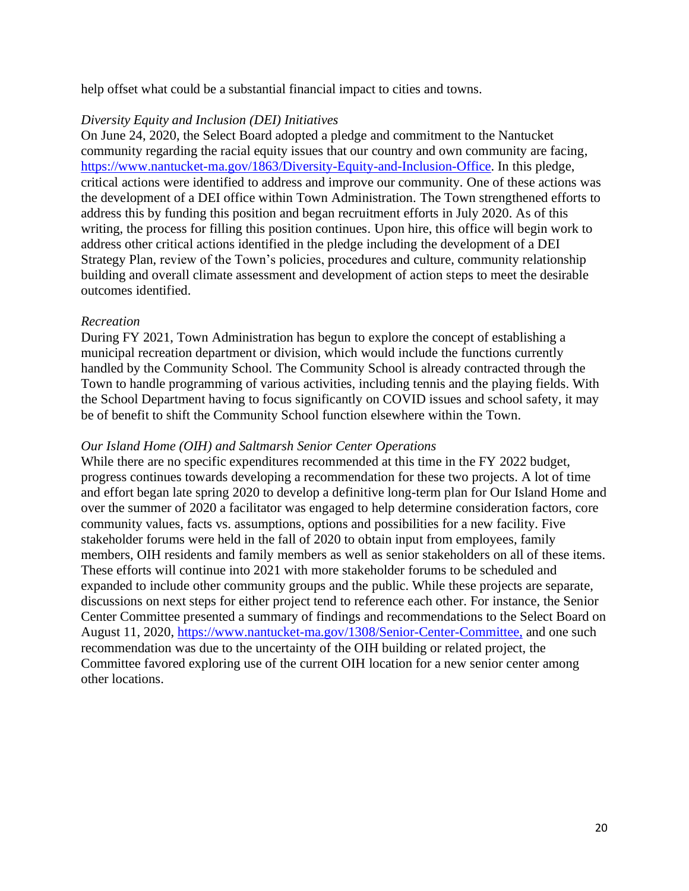help offset what could be a substantial financial impact to cities and towns.

*Diversity Equity and Inclusion (DEI) Initiatives*

On June 24, 2020, the Select Board adopted a pledge and commitment to the Nantucket community regarding the racial equity issues that our country and own community are facing, https://www.nantucket-ma.gov/1863/Diversity-Equity-and-Inclusion-Office. In this pledge, critical actions were identified to address and improve our community. One of these actions was the development of a DEI office within Town Administration. The Town strengthened efforts to address this by funding this position and began recruitment efforts in July 2020. As of this writing, the process for filling this position continues. Upon hire, this office will begin work to address other critical actions identified in the pledge including the development of a DEI Strategy Plan, review of the Town's policies, procedures and culture, community relationship building and overall climate assessment and development of action steps to meet the desirable outcomes identified.

*Recreation*

During FY 2021, Town Administration has begun to explore the concept of establishing a municipal recreation department or division, which would include the functions currently handled by the Community School. The Community School is already contracted through the Town to handle programming of various activities, including tennis and the playing fields. With the School Department having to focus significantly on COVID issues and school safety, it may be of benefit to shift the Community School function elsewhere within the Town.

*Our Island Home (OIH) and Saltmarsh Senior Center Operations*

While there are no specific expenditures recommended at this time in the FY 2022 budget, progress continues towards developing a recommendation for these two projects. A lot of time and effort began late spring 2020 to develop a definitive long-term plan for Our Island Home and over the summer of 2020 a facilitator was engaged to help determine consideration factors, core community values, facts vs. assumptions, options and possibilities for a new facility. Five stakeholder forums were held in the fall of 2020 to obtain input from employees, family members, OIH residents and family members as well as senior stakeholders on all of these items. These efforts will continue into 2021 with more stakeholder forums to be scheduled and expanded to include other community groups and the public. While these projects are separate, discussions on next steps for either project tend to reference each other. For instance, the Senior Center Committee presented a summary of findings and recommendations to the Select Board on August 11, 2020, https://www.nantucket-ma.gov/1308/Senior-Center-Committee, and one such recommendation was due to the uncertainty of the OIH building or related project, the Committee favored exploring use of the current OIH location for a new senior center among other locations.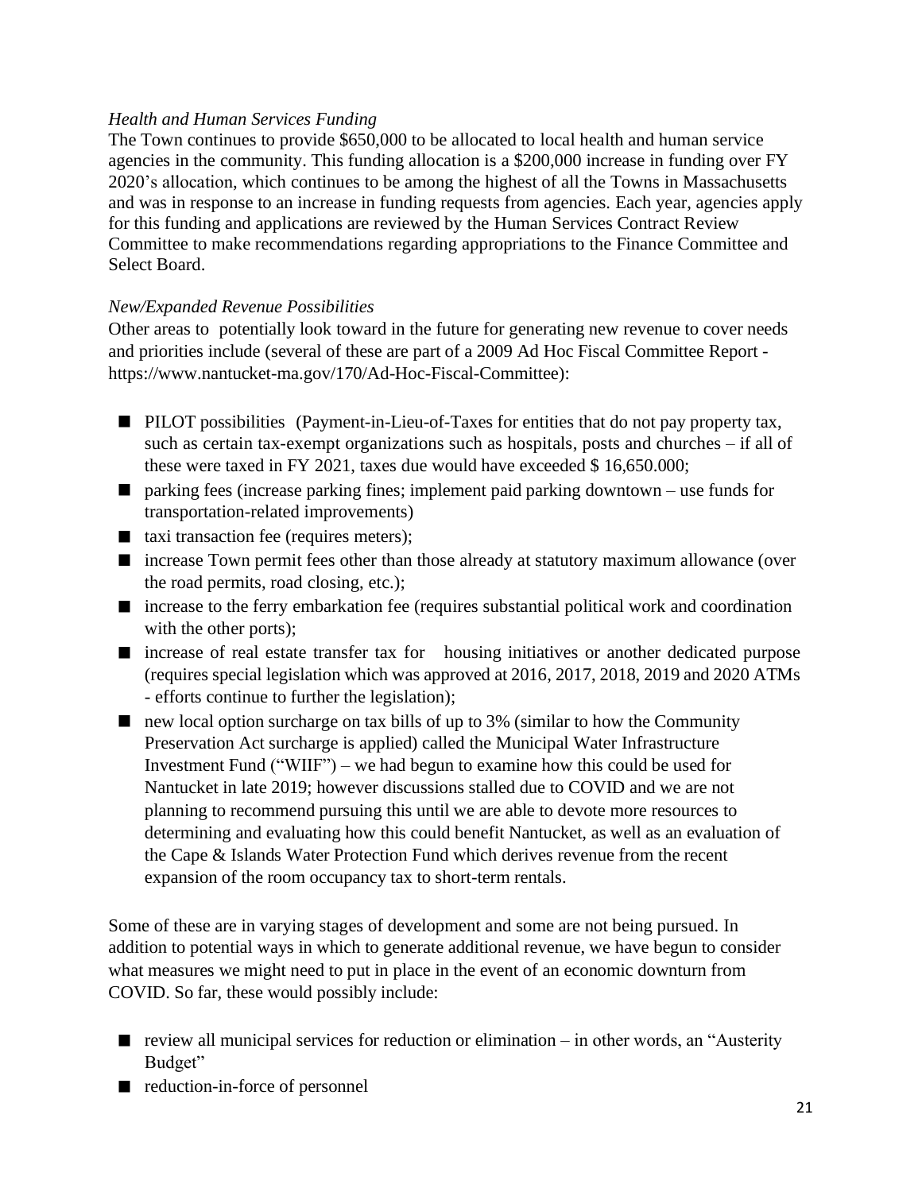*Health and Human Services Funding*

The Town continues to provide $650,000 to be allocated to local health and human service agencies in the community. This funding allocation is a $200,000 increase in funding over FY 2020's allocation, which continues to be among the highest of all the Towns in Massachusetts and was in response to an increase in funding requests from agencies. Each year, agencies apply for this funding and applications are reviewed by the Human Services Contract Review Committee to make recommendations regarding appropriations to the Finance Committee and Select Board.

*New/Expanded Revenue Possibilities*

Other areas to potentially look toward in the future for generating new revenue to cover needs and priorities include (several of these are part of a 2009 Ad Hoc Fiscal Committee Report - https://www.nantucket-ma.gov/170/Ad-Hoc-Fiscal-Committee):

- PILOT possibilities (Payment-in-Lieu-of-Taxes for entities that do not pay property tax, such as certain tax-exempt organizations such as hospitals, posts and churches – if all of these were taxed in FY 2021, taxes due would have exceeded $ 16,650.000;
- parking fees (increase parking fines; implement paid parking downtown – use funds for transportation-related improvements)
- taxi transaction fee (requires meters);
- increase Town permit fees other than those already at statutory maximum allowance (over the road permits, road closing, etc.);
- increase to the ferry embarkation fee (requires substantial political work and coordination with the other ports);
- increase of real estate transfer tax for housing initiatives or another dedicated purpose (requires special legislation which was approved at 2016, 2017, 2018, 2019 and 2020 ATMs - efforts continue to further the legislation);
- new local option surcharge on tax bills of up to 3% (similar to how the Community Preservation Act surcharge is applied) called the Municipal Water Infrastructure Investment Fund ("WIIF") – we had begun to examine how this could be used for Nantucket in late 2019; however discussions stalled due to COVID and we are not planning to recommend pursuing this until we are able to devote more resources to determining and evaluating how this could benefit Nantucket, as well as an evaluation of the Cape & Islands Water Protection Fund which derives revenue from the recent expansion of the room occupancy tax to short-term rentals.

Some of these are in varying stages of development and some are not being pursued. In addition to potential ways in which to generate additional revenue, we have begun to consider what measures we might need to put in place in the event of an economic downturn from COVID. So far, these would possibly include:

- review all municipal services for reduction or elimination – in other words, an "Austerity Budget"
- reduction-in-force of personnel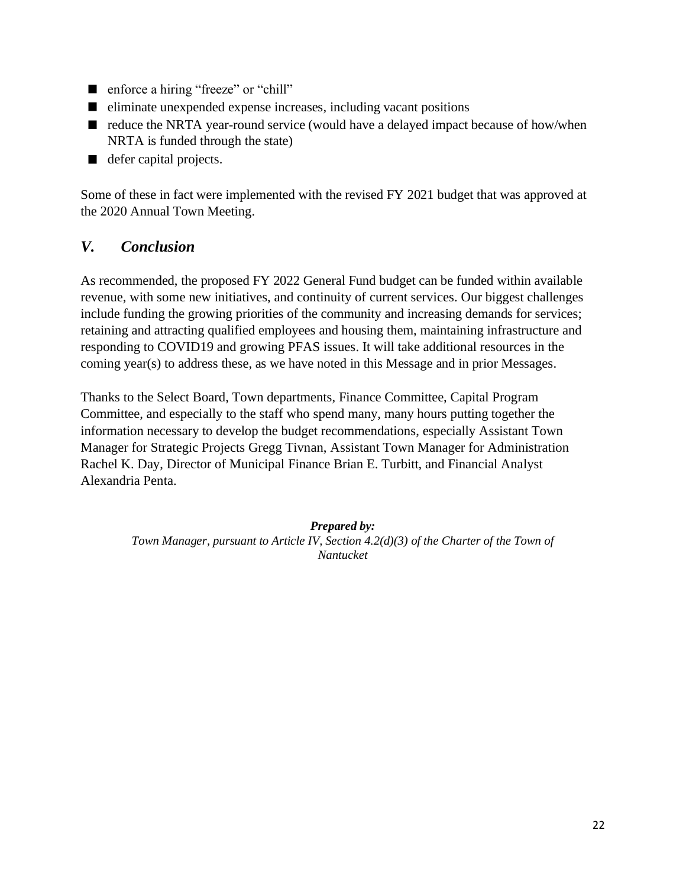- enforce a hiring "freeze" or "chill"
- eliminate unexpended expense increases, including vacant positions
- reduce the NRTA year-round service (would have a delayed impact because of how/when NRTA is funded through the state)
- defer capital projects.

Some of these in fact were implemented with the revised FY 2021 budget that was approved at the 2020 Annual Town Meeting.

## *V. Conclusion*

As recommended, the proposed FY 2022 General Fund budget can be funded within available revenue, with some new initiatives, and continuity of current services. Our biggest challenges include funding the growing priorities of the community and increasing demands for services; retaining and attracting qualified employees and housing them, maintaining infrastructure and responding to COVID19 and growing PFAS issues. It will take additional resources in the coming year(s) to address these, as we have noted in this Message and in prior Messages.

Thanks to the Select Board, Town departments, Finance Committee, Capital Program Committee, and especially to the staff who spend many, many hours putting together the information necessary to develop the budget recommendations, especially Assistant Town Manager for Strategic Projects Gregg Tivnan, Assistant Town Manager for Administration Rachel K. Day, Director of Municipal Finance Brian E. Turbitt, and Financial Analyst Alexandria Penta.

***Prepared by:***
*Town Manager, pursuant to Article IV, Section 4.2(d)(3) of the Charter of the Town of Nantucket*